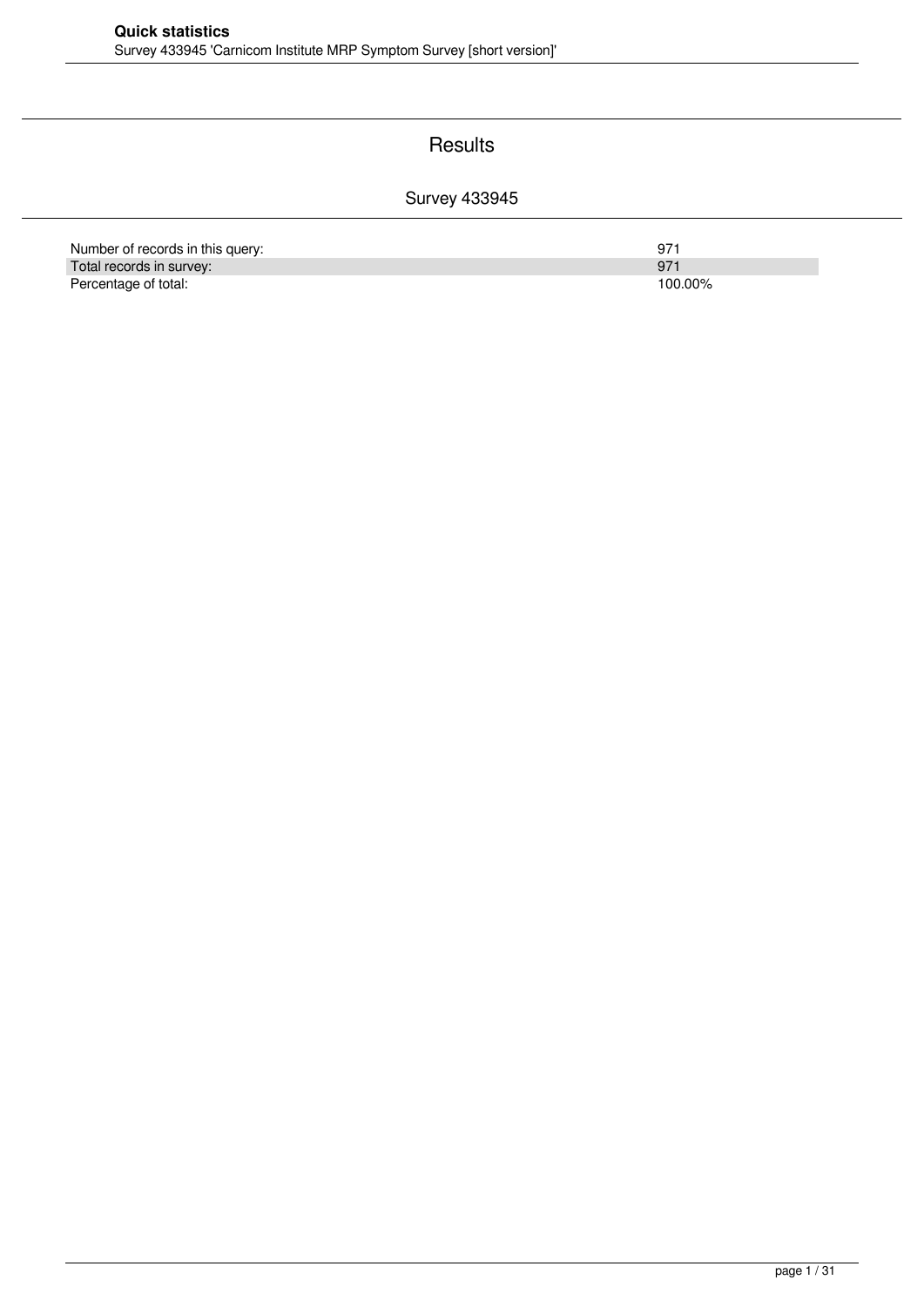# Quick statistics

Survey 433945 'Carnicom Institute MRP Symptom Survey [short version]'

## Results

### Survey 433945

| | |
|---|---|
| Number of records in this query: | 971 |
| Total records in survey: | 971 |
| Percentage of total: | 100.00% |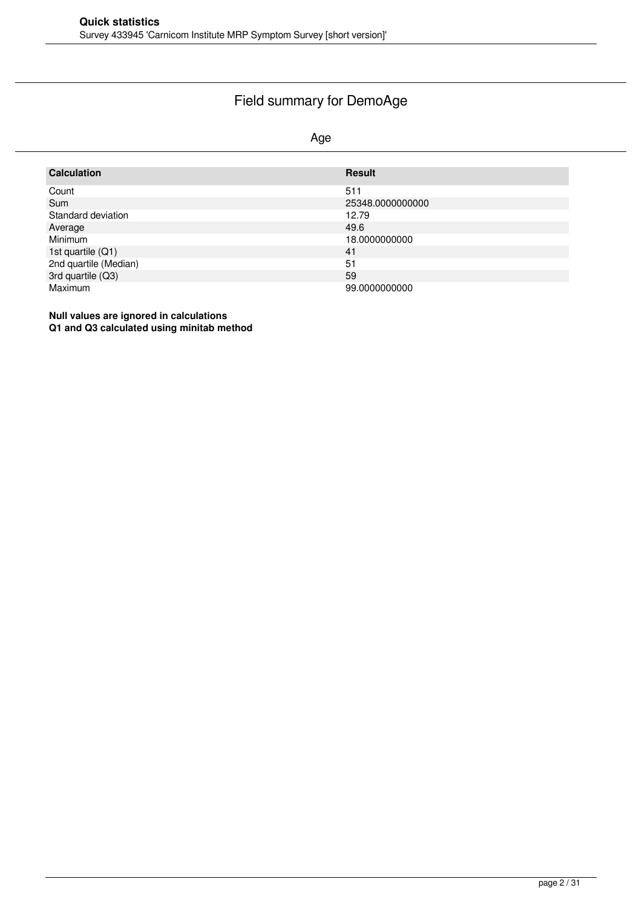# Field summary for DemoAge

Age

| Calculation | Result |
|---|---|
| Count | 511 |
| Sum | 25348.0000000000 |
| Standard deviation | 12.79 |
| Average | 49.6 |
| Minimum | 18.0000000000 |
| 1st quartile (Q1) | 41 |
| 2nd quartile (Median) | 51 |
| 3rd quartile (Q3) | 59 |
| Maximum | 99.0000000000 |

**Null values are ignored in calculations**
**Q1 and Q3 calculated using minitab method**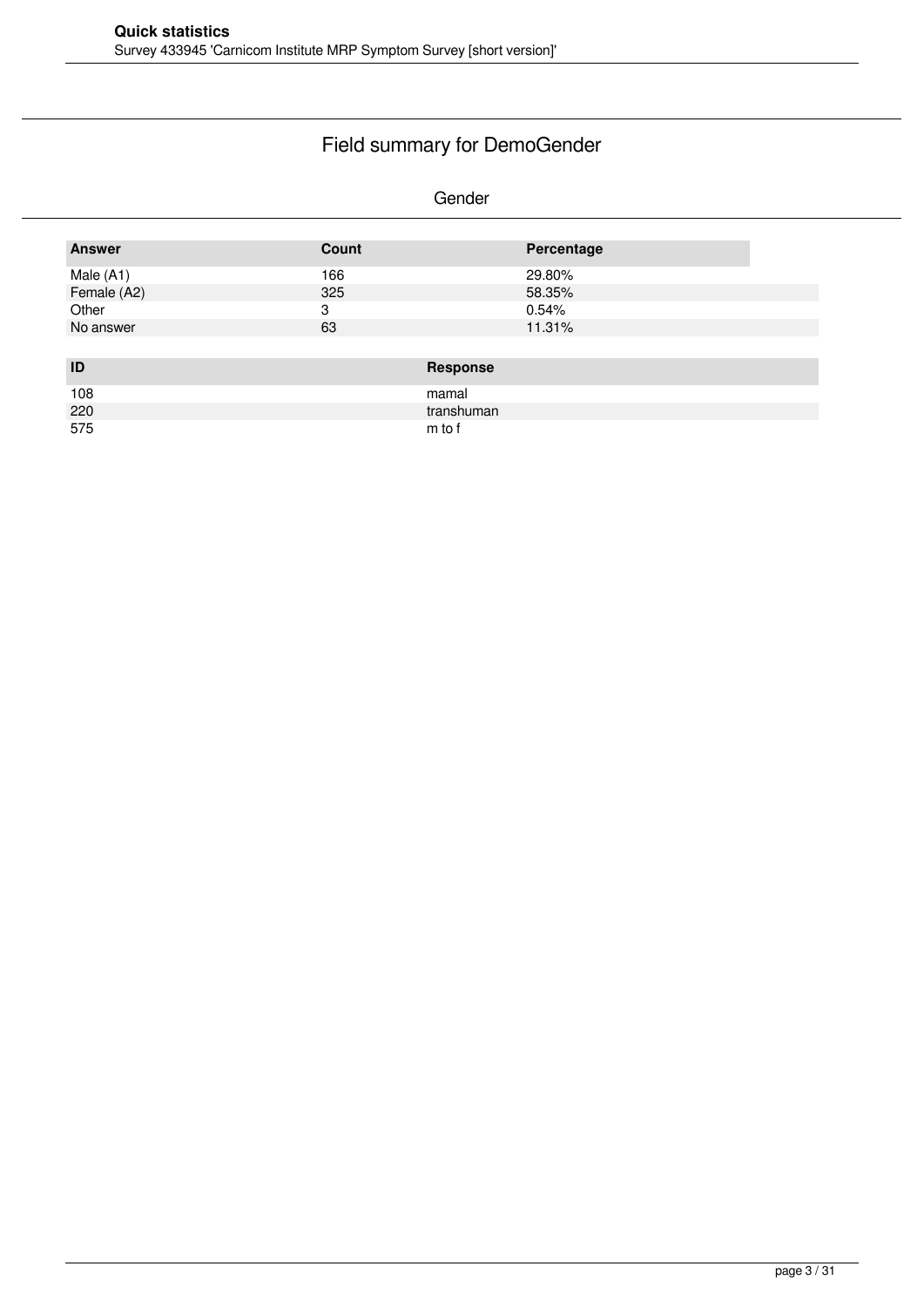# Field summary for DemoGender

Gender

| Answer | Count | Percentage |
|---|---|---|
| Male (A1) | 166 | 29.80% |
| Female (A2) | 325 | 58.35% |
| Other | 3 | 0.54% |
| No answer | 63 | 11.31% |

| ID | Response |
|---|---|
| 108 | mamal |
| 220 | transhuman |
| 575 | m to f |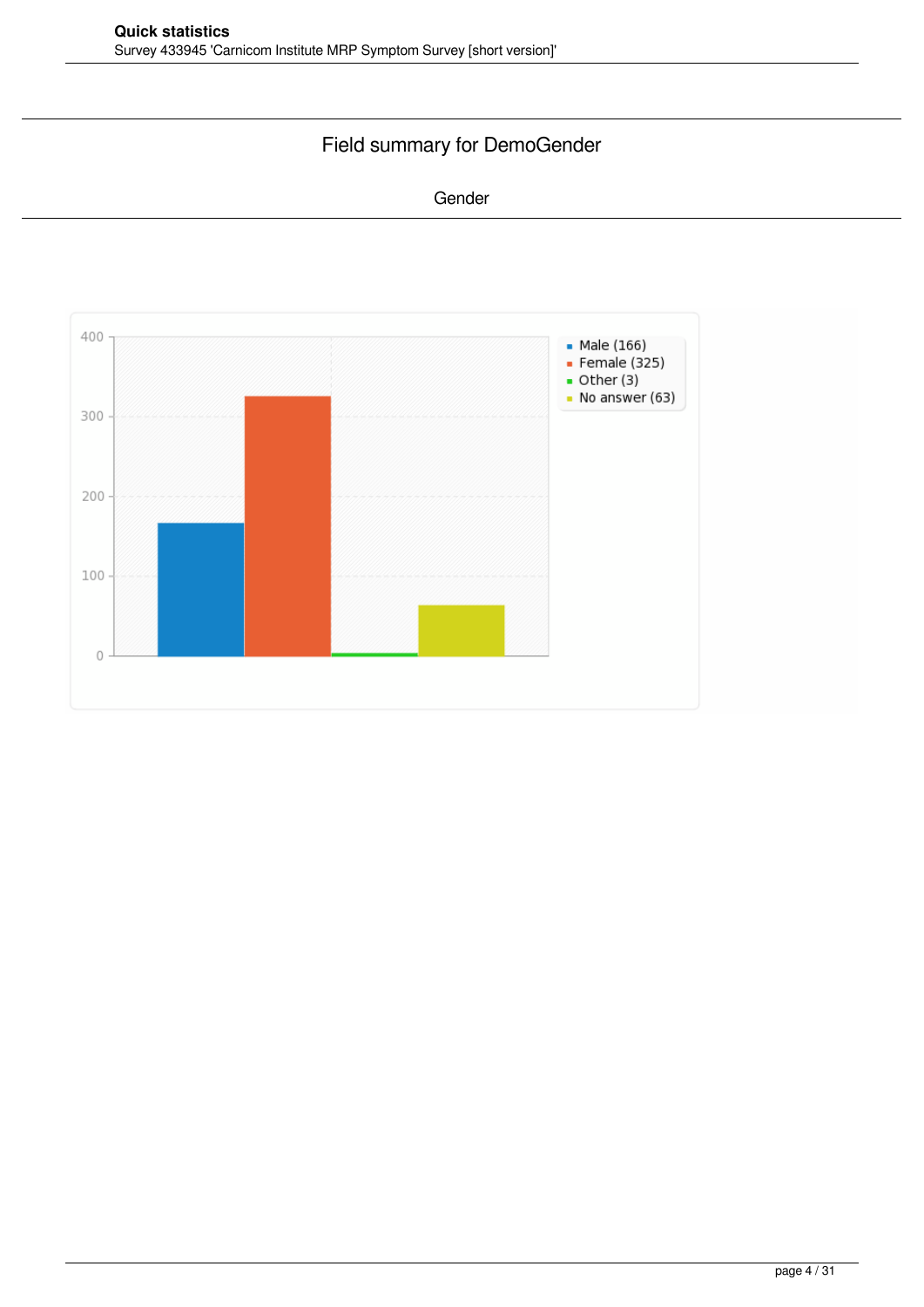## Field summary for DemoGender

Gender

- Male (166)
- Female (325)
- Other (3)
- No answer (63)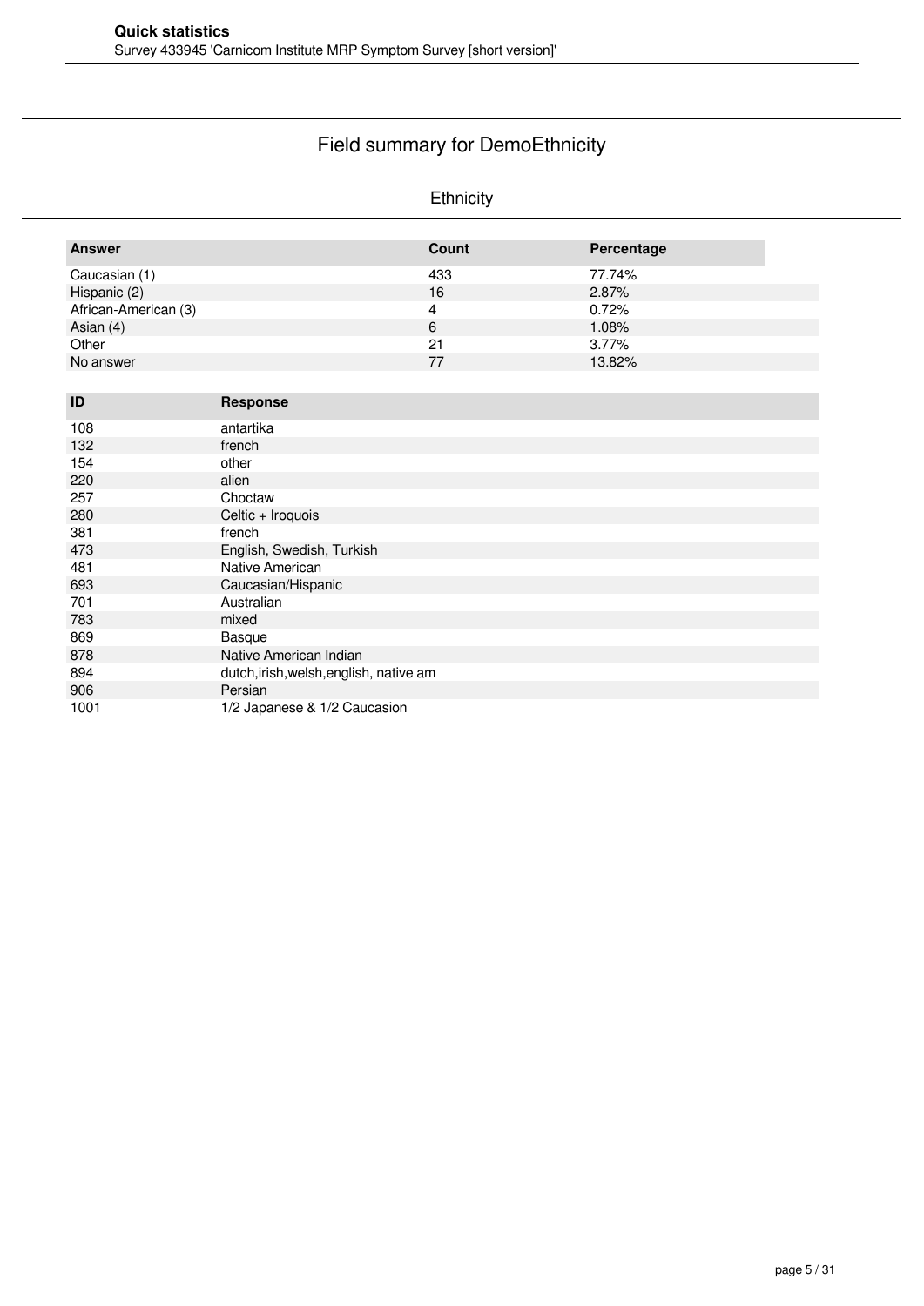## Field summary for DemoEthnicity

### Ethnicity

| Answer | Count | Percentage |
|---|---|---|
| Caucasian (1) | 433 | 77.74% |
| Hispanic (2) | 16 | 2.87% |
| African-American (3) | 4 | 0.72% |
| Asian (4) | 6 | 1.08% |
| Other | 21 | 3.77% |
| No answer | 77 | 13.82% |

| ID | Response |
|---|---|
| 108 | antartika |
| 132 | french |
| 154 | other |
| 220 | alien |
| 257 | Choctaw |
| 280 | Celtic + Iroquois |
| 381 | french |
| 473 | English, Swedish, Turkish |
| 481 | Native American |
| 693 | Caucasian/Hispanic |
| 701 | Australian |
| 783 | mixed |
| 869 | Basque |
| 878 | Native American Indian |
| 894 | dutch,irish,welsh,english, native am |
| 906 | Persian |
| 1001 | 1/2 Japanese & 1/2 Caucasion |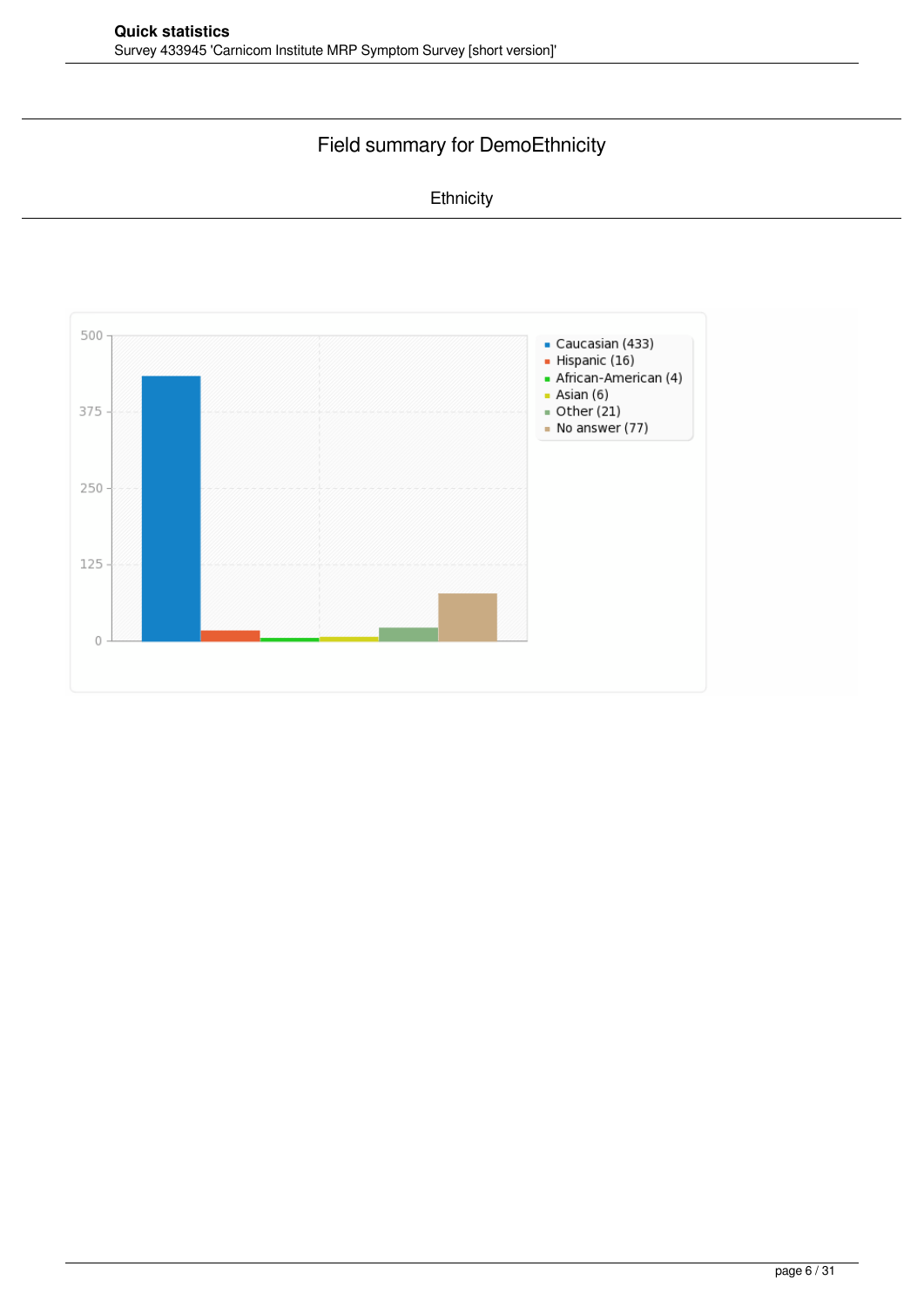## Field summary for DemoEthnicity

Ethnicity

- Caucasian (433)
- Hispanic (16)
- African-American (4)
- Asian (6)
- Other (21)
- No answer (77)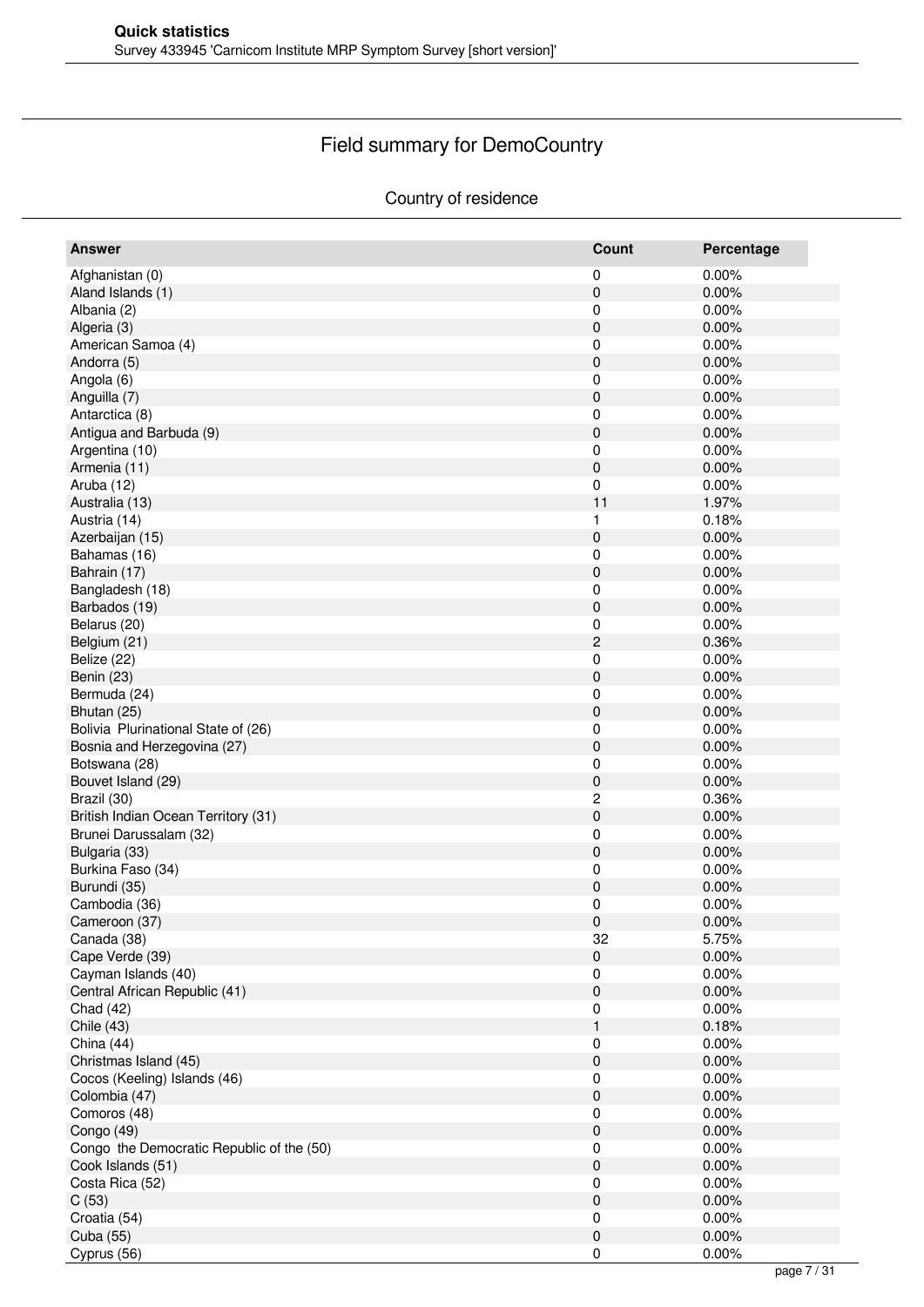## Field summary for DemoCountry

### Country of residence

| Answer | Count | Percentage |
|---|---|---|
| Afghanistan (0) | 0 | 0.00% |
| Aland Islands (1) | 0 | 0.00% |
| Albania (2) | 0 | 0.00% |
| Algeria (3) | 0 | 0.00% |
| American Samoa (4) | 0 | 0.00% |
| Andorra (5) | 0 | 0.00% |
| Angola (6) | 0 | 0.00% |
| Anguilla (7) | 0 | 0.00% |
| Antarctica (8) | 0 | 0.00% |
| Antigua and Barbuda (9) | 0 | 0.00% |
| Argentina (10) | 0 | 0.00% |
| Armenia (11) | 0 | 0.00% |
| Aruba (12) | 0 | 0.00% |
| Australia (13) | 11 | 1.97% |
| Austria (14) | 1 | 0.18% |
| Azerbaijan (15) | 0 | 0.00% |
| Bahamas (16) | 0 | 0.00% |
| Bahrain (17) | 0 | 0.00% |
| Bangladesh (18) | 0 | 0.00% |
| Barbados (19) | 0 | 0.00% |
| Belarus (20) | 0 | 0.00% |
| Belgium (21) | 2 | 0.36% |
| Belize (22) | 0 | 0.00% |
| Benin (23) | 0 | 0.00% |
| Bermuda (24) | 0 | 0.00% |
| Bhutan (25) | 0 | 0.00% |
| Bolivia Plurinational State of (26) | 0 | 0.00% |
| Bosnia and Herzegovina (27) | 0 | 0.00% |
| Botswana (28) | 0 | 0.00% |
| Bouvet Island (29) | 0 | 0.00% |
| Brazil (30) | 2 | 0.36% |
| British Indian Ocean Territory (31) | 0 | 0.00% |
| Brunei Darussalam (32) | 0 | 0.00% |
| Bulgaria (33) | 0 | 0.00% |
| Burkina Faso (34) | 0 | 0.00% |
| Burundi (35) | 0 | 0.00% |
| Cambodia (36) | 0 | 0.00% |
| Cameroon (37) | 0 | 0.00% |
| Canada (38) | 32 | 5.75% |
| Cape Verde (39) | 0 | 0.00% |
| Cayman Islands (40) | 0 | 0.00% |
| Central African Republic (41) | 0 | 0.00% |
| Chad (42) | 0 | 0.00% |
| Chile (43) | 1 | 0.18% |
| China (44) | 0 | 0.00% |
| Christmas Island (45) | 0 | 0.00% |
| Cocos (Keeling) Islands (46) | 0 | 0.00% |
| Colombia (47) | 0 | 0.00% |
| Comoros (48) | 0 | 0.00% |
| Congo (49) | 0 | 0.00% |
| Congo the Democratic Republic of the (50) | 0 | 0.00% |
| Cook Islands (51) | 0 | 0.00% |
| Costa Rica (52) | 0 | 0.00% |
| C (53) | 0 | 0.00% |
| Croatia (54) | 0 | 0.00% |
| Cuba (55) | 0 | 0.00% |
| Cyprus (56) | 0 | 0.00% |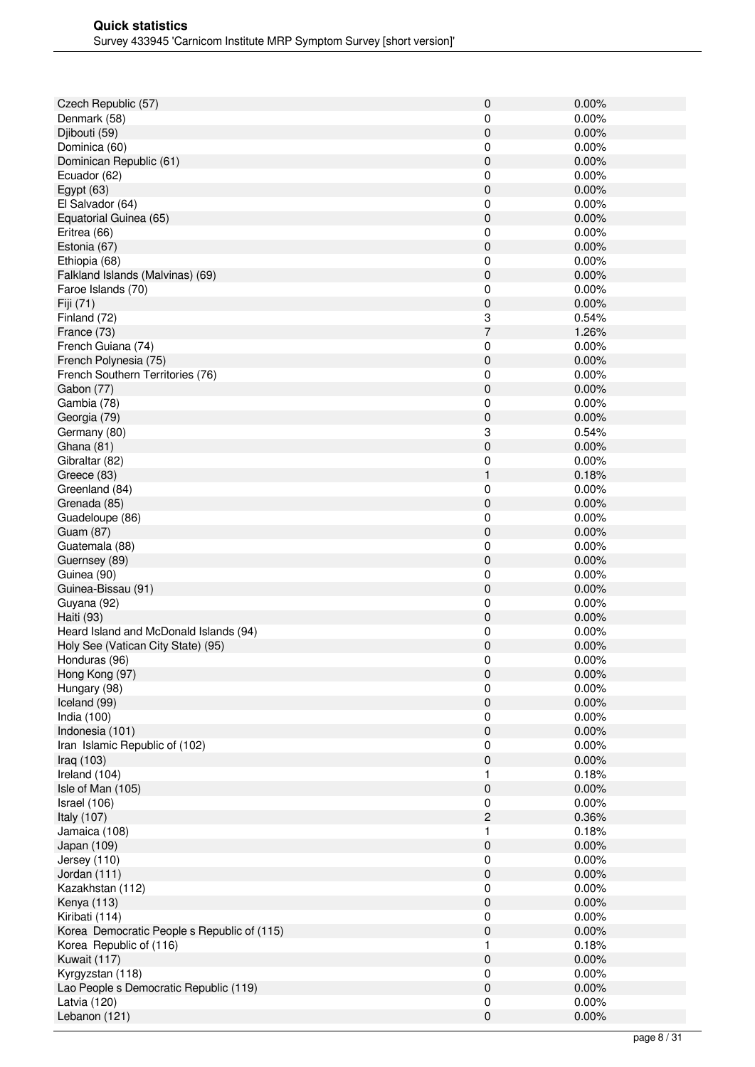| | | |
|---|---|---|
| Czech Republic (57) | 0 | 0.00% |
| Denmark (58) | 0 | 0.00% |
| Djibouti (59) | 0 | 0.00% |
| Dominica (60) | 0 | 0.00% |
| Dominican Republic (61) | 0 | 0.00% |
| Ecuador (62) | 0 | 0.00% |
| Egypt (63) | 0 | 0.00% |
| El Salvador (64) | 0 | 0.00% |
| Equatorial Guinea (65) | 0 | 0.00% |
| Eritrea (66) | 0 | 0.00% |
| Estonia (67) | 0 | 0.00% |
| Ethiopia (68) | 0 | 0.00% |
| Falkland Islands (Malvinas) (69) | 0 | 0.00% |
| Faroe Islands (70) | 0 | 0.00% |
| Fiji (71) | 0 | 0.00% |
| Finland (72) | 3 | 0.54% |
| France (73) | 7 | 1.26% |
| French Guiana (74) | 0 | 0.00% |
| French Polynesia (75) | 0 | 0.00% |
| French Southern Territories (76) | 0 | 0.00% |
| Gabon (77) | 0 | 0.00% |
| Gambia (78) | 0 | 0.00% |
| Georgia (79) | 0 | 0.00% |
| Germany (80) | 3 | 0.54% |
| Ghana (81) | 0 | 0.00% |
| Gibraltar (82) | 0 | 0.00% |
| Greece (83) | 1 | 0.18% |
| Greenland (84) | 0 | 0.00% |
| Grenada (85) | 0 | 0.00% |
| Guadeloupe (86) | 0 | 0.00% |
| Guam (87) | 0 | 0.00% |
| Guatemala (88) | 0 | 0.00% |
| Guernsey (89) | 0 | 0.00% |
| Guinea (90) | 0 | 0.00% |
| Guinea-Bissau (91) | 0 | 0.00% |
| Guyana (92) | 0 | 0.00% |
| Haiti (93) | 0 | 0.00% |
| Heard Island and McDonald Islands (94) | 0 | 0.00% |
| Holy See (Vatican City State) (95) | 0 | 0.00% |
| Honduras (96) | 0 | 0.00% |
| Hong Kong (97) | 0 | 0.00% |
| Hungary (98) | 0 | 0.00% |
| Iceland (99) | 0 | 0.00% |
| India (100) | 0 | 0.00% |
| Indonesia (101) | 0 | 0.00% |
| Iran Islamic Republic of (102) | 0 | 0.00% |
| Iraq (103) | 0 | 0.00% |
| Ireland (104) | 1 | 0.18% |
| Isle of Man (105) | 0 | 0.00% |
| Israel (106) | 0 | 0.00% |
| Italy (107) | 2 | 0.36% |
| Jamaica (108) | 1 | 0.18% |
| Japan (109) | 0 | 0.00% |
| Jersey (110) | 0 | 0.00% |
| Jordan (111) | 0 | 0.00% |
| Kazakhstan (112) | 0 | 0.00% |
| Kenya (113) | 0 | 0.00% |
| Kiribati (114) | 0 | 0.00% |
| Korea Democratic People s Republic of (115) | 0 | 0.00% |
| Korea Republic of (116) | 1 | 0.18% |
| Kuwait (117) | 0 | 0.00% |
| Kyrgyzstan (118) | 0 | 0.00% |
| Lao People s Democratic Republic (119) | 0 | 0.00% |
| Latvia (120) | 0 | 0.00% |
| Lebanon (121) | 0 | 0.00% |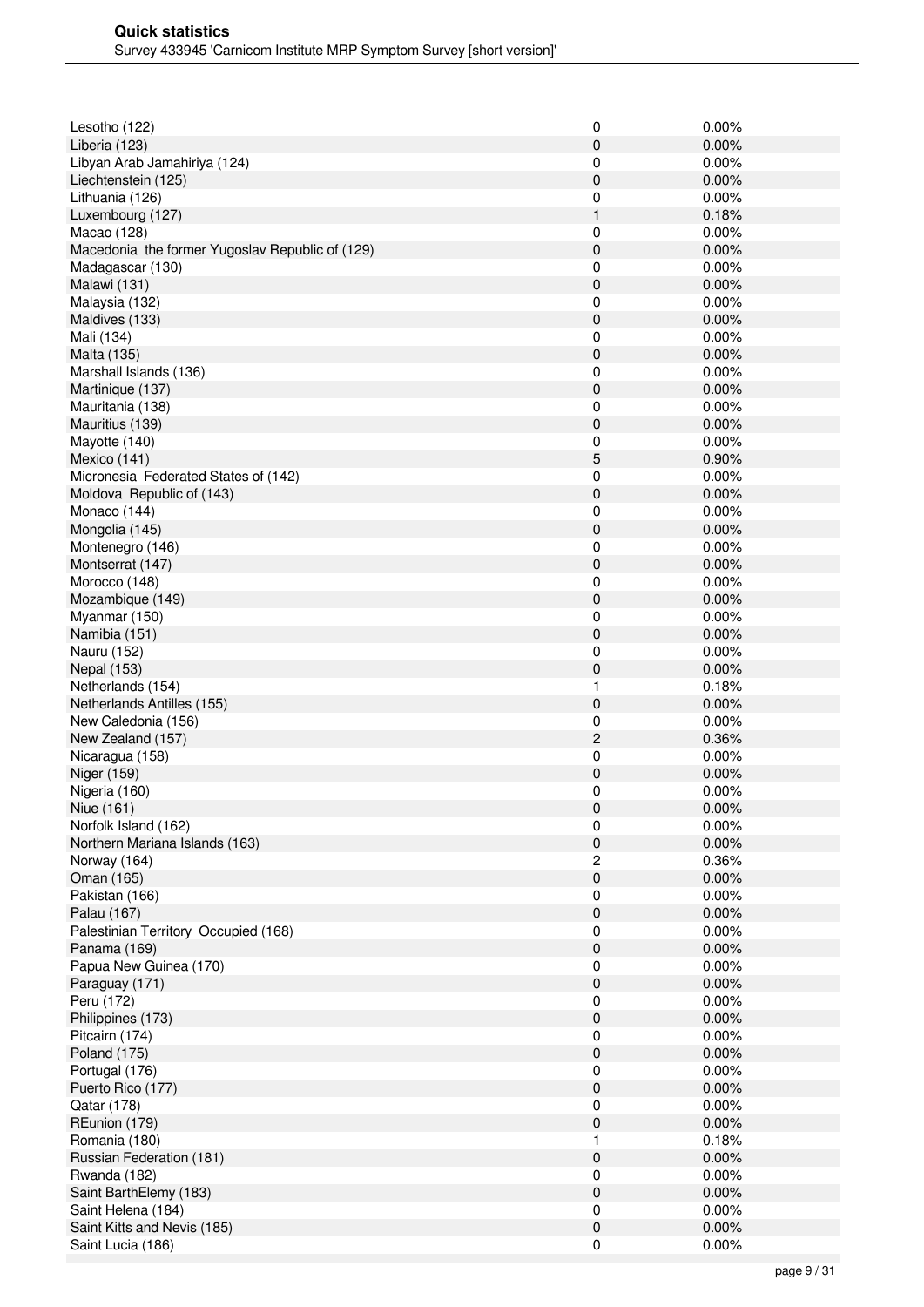| | | |
|---|---|---|
| Lesotho (122) | 0 | 0.00% |
| Liberia (123) | 0 | 0.00% |
| Libyan Arab Jamahiriya (124) | 0 | 0.00% |
| Liechtenstein (125) | 0 | 0.00% |
| Lithuania (126) | 0 | 0.00% |
| Luxembourg (127) | 1 | 0.18% |
| Macao (128) | 0 | 0.00% |
| Macedonia the former Yugoslav Republic of (129) | 0 | 0.00% |
| Madagascar (130) | 0 | 0.00% |
| Malawi (131) | 0 | 0.00% |
| Malaysia (132) | 0 | 0.00% |
| Maldives (133) | 0 | 0.00% |
| Mali (134) | 0 | 0.00% |
| Malta (135) | 0 | 0.00% |
| Marshall Islands (136) | 0 | 0.00% |
| Martinique (137) | 0 | 0.00% |
| Mauritania (138) | 0 | 0.00% |
| Mauritius (139) | 0 | 0.00% |
| Mayotte (140) | 0 | 0.00% |
| Mexico (141) | 5 | 0.90% |
| Micronesia Federated States of (142) | 0 | 0.00% |
| Moldova Republic of (143) | 0 | 0.00% |
| Monaco (144) | 0 | 0.00% |
| Mongolia (145) | 0 | 0.00% |
| Montenegro (146) | 0 | 0.00% |
| Montserrat (147) | 0 | 0.00% |
| Morocco (148) | 0 | 0.00% |
| Mozambique (149) | 0 | 0.00% |
| Myanmar (150) | 0 | 0.00% |
| Namibia (151) | 0 | 0.00% |
| Nauru (152) | 0 | 0.00% |
| Nepal (153) | 0 | 0.00% |
| Netherlands (154) | 1 | 0.18% |
| Netherlands Antilles (155) | 0 | 0.00% |
| New Caledonia (156) | 0 | 0.00% |
| New Zealand (157) | 2 | 0.36% |
| Nicaragua (158) | 0 | 0.00% |
| Niger (159) | 0 | 0.00% |
| Nigeria (160) | 0 | 0.00% |
| Niue (161) | 0 | 0.00% |
| Norfolk Island (162) | 0 | 0.00% |
| Northern Mariana Islands (163) | 0 | 0.00% |
| Norway (164) | 2 | 0.36% |
| Oman (165) | 0 | 0.00% |
| Pakistan (166) | 0 | 0.00% |
| Palau (167) | 0 | 0.00% |
| Palestinian Territory Occupied (168) | 0 | 0.00% |
| Panama (169) | 0 | 0.00% |
| Papua New Guinea (170) | 0 | 0.00% |
| Paraguay (171) | 0 | 0.00% |
| Peru (172) | 0 | 0.00% |
| Philippines (173) | 0 | 0.00% |
| Pitcairn (174) | 0 | 0.00% |
| Poland (175) | 0 | 0.00% |
| Portugal (176) | 0 | 0.00% |
| Puerto Rico (177) | 0 | 0.00% |
| Qatar (178) | 0 | 0.00% |
| REunion (179) | 0 | 0.00% |
| Romania (180) | 1 | 0.18% |
| Russian Federation (181) | 0 | 0.00% |
| Rwanda (182) | 0 | 0.00% |
| Saint BarthElemy (183) | 0 | 0.00% |
| Saint Helena (184) | 0 | 0.00% |
| Saint Kitts and Nevis (185) | 0 | 0.00% |
| Saint Lucia (186) | 0 | 0.00% |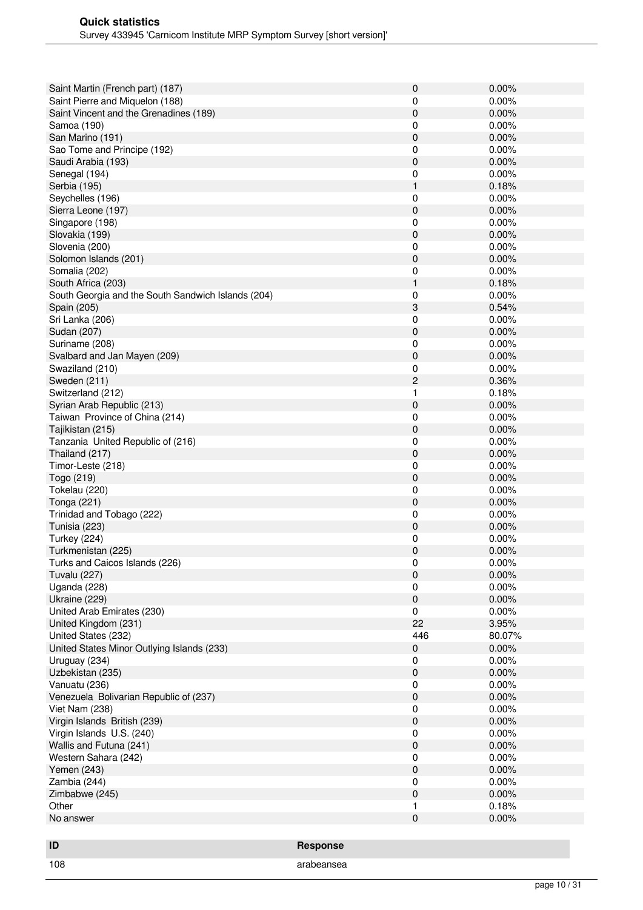| | | |
|---|---|---|
| Saint Martin (French part) (187) | 0 | 0.00% |
| Saint Pierre and Miquelon (188) | 0 | 0.00% |
| Saint Vincent and the Grenadines (189) | 0 | 0.00% |
| Samoa (190) | 0 | 0.00% |
| San Marino (191) | 0 | 0.00% |
| Sao Tome and Principe (192) | 0 | 0.00% |
| Saudi Arabia (193) | 0 | 0.00% |
| Senegal (194) | 0 | 0.00% |
| Serbia (195) | 1 | 0.18% |
| Seychelles (196) | 0 | 0.00% |
| Sierra Leone (197) | 0 | 0.00% |
| Singapore (198) | 0 | 0.00% |
| Slovakia (199) | 0 | 0.00% |
| Slovenia (200) | 0 | 0.00% |
| Solomon Islands (201) | 0 | 0.00% |
| Somalia (202) | 0 | 0.00% |
| South Africa (203) | 1 | 0.18% |
| South Georgia and the South Sandwich Islands (204) | 0 | 0.00% |
| Spain (205) | 3 | 0.54% |
| Sri Lanka (206) | 0 | 0.00% |
| Sudan (207) | 0 | 0.00% |
| Suriname (208) | 0 | 0.00% |
| Svalbard and Jan Mayen (209) | 0 | 0.00% |
| Swaziland (210) | 0 | 0.00% |
| Sweden (211) | 2 | 0.36% |
| Switzerland (212) | 1 | 0.18% |
| Syrian Arab Republic (213) | 0 | 0.00% |
| Taiwan Province of China (214) | 0 | 0.00% |
| Tajikistan (215) | 0 | 0.00% |
| Tanzania United Republic of (216) | 0 | 0.00% |
| Thailand (217) | 0 | 0.00% |
| Timor-Leste (218) | 0 | 0.00% |
| Togo (219) | 0 | 0.00% |
| Tokelau (220) | 0 | 0.00% |
| Tonga (221) | 0 | 0.00% |
| Trinidad and Tobago (222) | 0 | 0.00% |
| Tunisia (223) | 0 | 0.00% |
| Turkey (224) | 0 | 0.00% |
| Turkmenistan (225) | 0 | 0.00% |
| Turks and Caicos Islands (226) | 0 | 0.00% |
| Tuvalu (227) | 0 | 0.00% |
| Uganda (228) | 0 | 0.00% |
| Ukraine (229) | 0 | 0.00% |
| United Arab Emirates (230) | 0 | 0.00% |
| United Kingdom (231) | 22 | 3.95% |
| United States (232) | 446 | 80.07% |
| United States Minor Outlying Islands (233) | 0 | 0.00% |
| Uruguay (234) | 0 | 0.00% |
| Uzbekistan (235) | 0 | 0.00% |
| Vanuatu (236) | 0 | 0.00% |
| Venezuela Bolivarian Republic of (237) | 0 | 0.00% |
| Viet Nam (238) | 0 | 0.00% |
| Virgin Islands British (239) | 0 | 0.00% |
| Virgin Islands U.S. (240) | 0 | 0.00% |
| Wallis and Futuna (241) | 0 | 0.00% |
| Western Sahara (242) | 0 | 0.00% |
| Yemen (243) | 0 | 0.00% |
| Zambia (244) | 0 | 0.00% |
| Zimbabwe (245) | 0 | 0.00% |
| Other | 1 | 0.18% |
| No answer | 0 | 0.00% |

| ID | Response |
|---|---|
| 108 | arabeansea |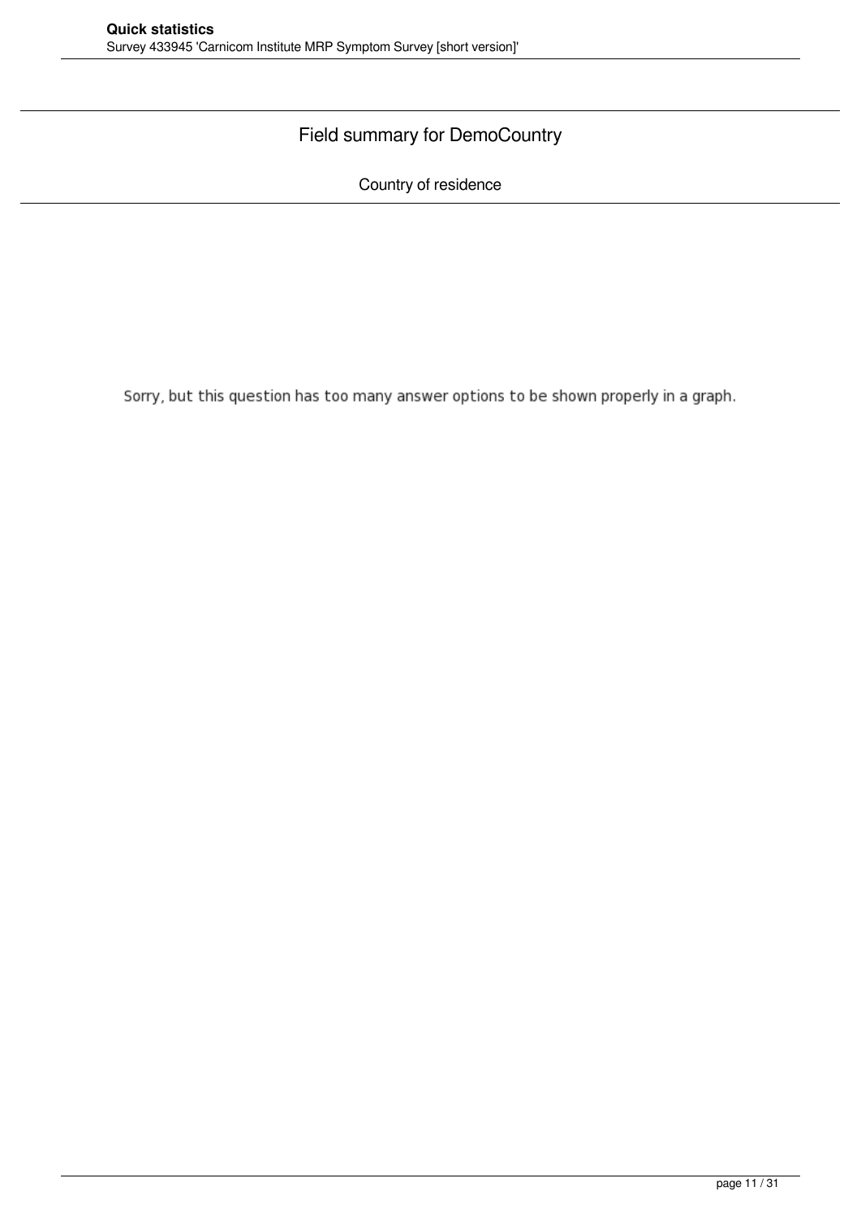## Field summary for DemoCountry

Country of residence

Sorry, but this question has too many answer options to be shown properly in a graph.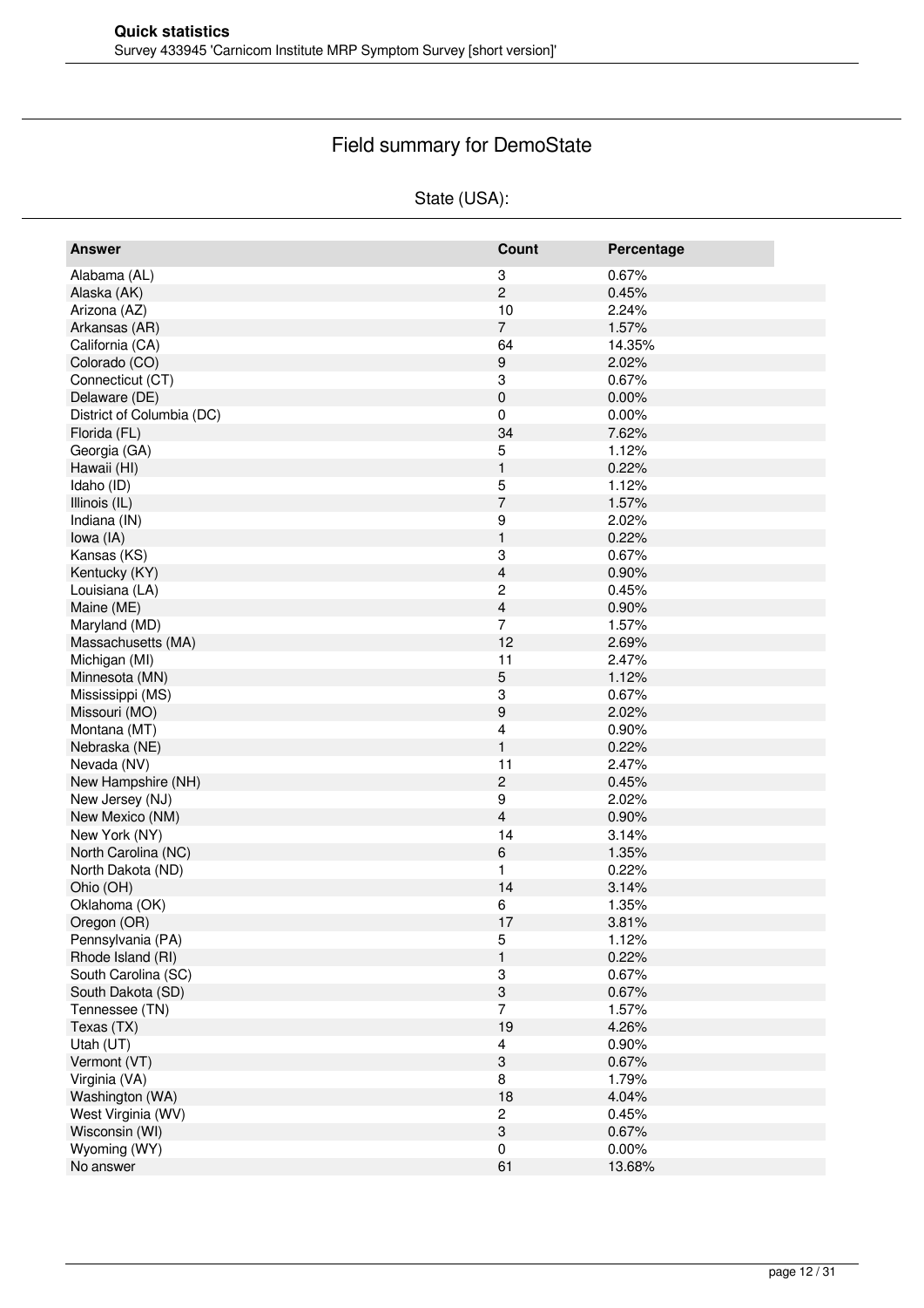# Field summary for DemoState

## State (USA):

| Answer | Count | Percentage |
|---|---|---|
| Alabama (AL) | 3 | 0.67% |
| Alaska (AK) | 2 | 0.45% |
| Arizona (AZ) | 10 | 2.24% |
| Arkansas (AR) | 7 | 1.57% |
| California (CA) | 64 | 14.35% |
| Colorado (CO) | 9 | 2.02% |
| Connecticut (CT) | 3 | 0.67% |
| Delaware (DE) | 0 | 0.00% |
| District of Columbia (DC) | 0 | 0.00% |
| Florida (FL) | 34 | 7.62% |
| Georgia (GA) | 5 | 1.12% |
| Hawaii (HI) | 1 | 0.22% |
| Idaho (ID) | 5 | 1.12% |
| Illinois (IL) | 7 | 1.57% |
| Indiana (IN) | 9 | 2.02% |
| Iowa (IA) | 1 | 0.22% |
| Kansas (KS) | 3 | 0.67% |
| Kentucky (KY) | 4 | 0.90% |
| Louisiana (LA) | 2 | 0.45% |
| Maine (ME) | 4 | 0.90% |
| Maryland (MD) | 7 | 1.57% |
| Massachusetts (MA) | 12 | 2.69% |
| Michigan (MI) | 11 | 2.47% |
| Minnesota (MN) | 5 | 1.12% |
| Mississippi (MS) | 3 | 0.67% |
| Missouri (MO) | 9 | 2.02% |
| Montana (MT) | 4 | 0.90% |
| Nebraska (NE) | 1 | 0.22% |
| Nevada (NV) | 11 | 2.47% |
| New Hampshire (NH) | 2 | 0.45% |
| New Jersey (NJ) | 9 | 2.02% |
| New Mexico (NM) | 4 | 0.90% |
| New York (NY) | 14 | 3.14% |
| North Carolina (NC) | 6 | 1.35% |
| North Dakota (ND) | 1 | 0.22% |
| Ohio (OH) | 14 | 3.14% |
| Oklahoma (OK) | 6 | 1.35% |
| Oregon (OR) | 17 | 3.81% |
| Pennsylvania (PA) | 5 | 1.12% |
| Rhode Island (RI) | 1 | 0.22% |
| South Carolina (SC) | 3 | 0.67% |
| South Dakota (SD) | 3 | 0.67% |
| Tennessee (TN) | 7 | 1.57% |
| Texas (TX) | 19 | 4.26% |
| Utah (UT) | 4 | 0.90% |
| Vermont (VT) | 3 | 0.67% |
| Virginia (VA) | 8 | 1.79% |
| Washington (WA) | 18 | 4.04% |
| West Virginia (WV) | 2 | 0.45% |
| Wisconsin (WI) | 3 | 0.67% |
| Wyoming (WY) | 0 | 0.00% |
| No answer | 61 | 13.68% |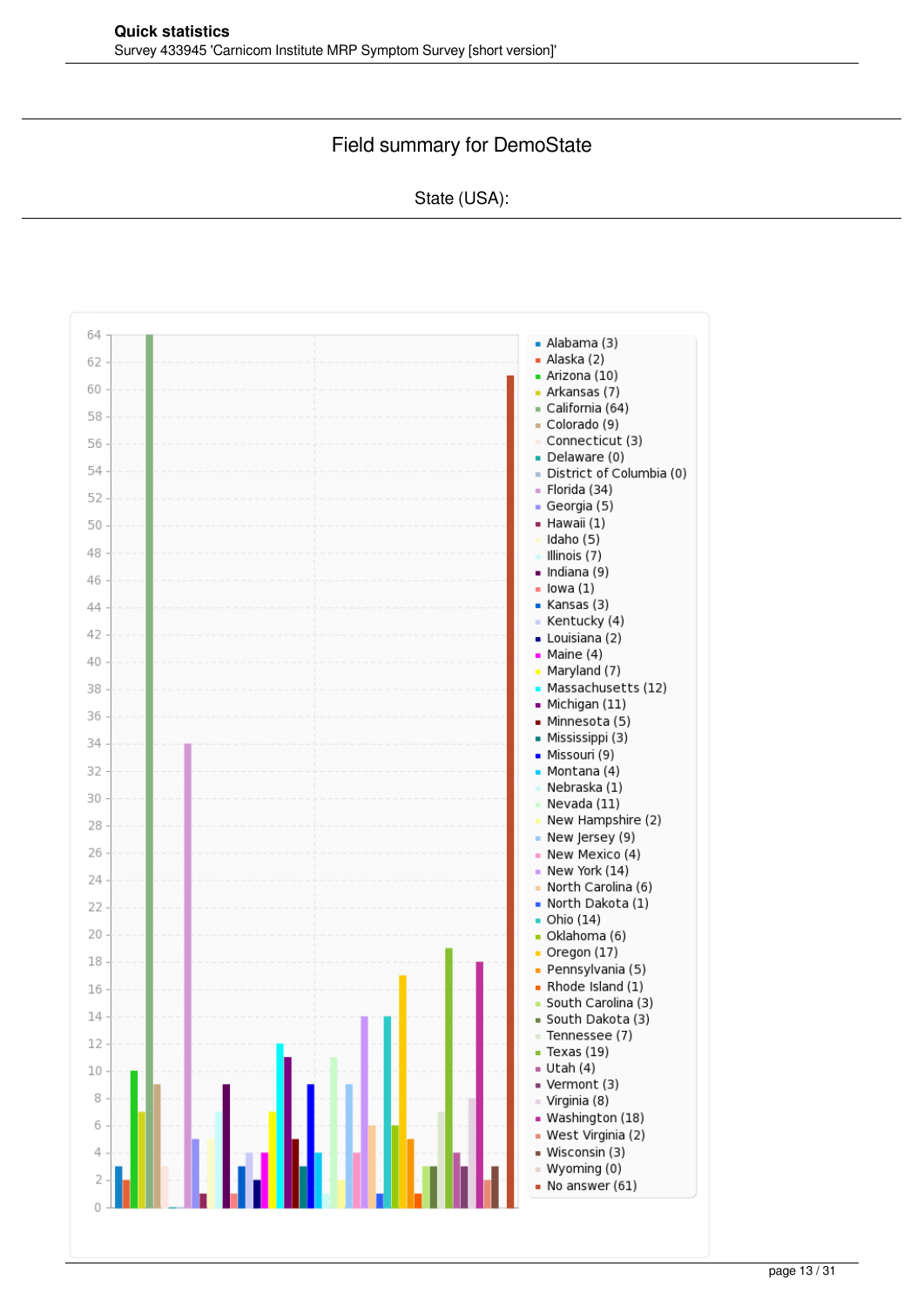Field summary for DemoState

State (USA):

- Alabama (3)
- Alaska (2)
- Arizona (10)
- Arkansas (7)
- California (64)
- Colorado (9)
- Connecticut (3)
- Delaware (0)
- District of Columbia (0)
- Florida (34)
- Georgia (5)
- Hawaii (1)
- Idaho (5)
- Illinois (7)
- Indiana (9)
- Iowa (1)
- Kansas (3)
- Kentucky (4)
- Louisiana (2)
- Maine (4)
- Maryland (7)
- Massachusetts (12)
- Michigan (11)
- Minnesota (5)
- Mississippi (3)
- Missouri (9)
- Montana (4)
- Nebraska (1)
- Nevada (11)
- New Hampshire (2)
- New Jersey (9)
- New Mexico (4)
- New York (14)
- North Carolina (6)
- North Dakota (1)
- Ohio (14)
- Oklahoma (6)
- Oregon (17)
- Pennsylvania (5)
- Rhode Island (1)
- South Carolina (3)
- South Dakota (3)
- Tennessee (7)
- Texas (19)
- Utah (4)
- Vermont (3)
- Virginia (8)
- Washington (18)
- West Virginia (2)
- Wisconsin (3)
- Wyoming (0)
- No answer (61)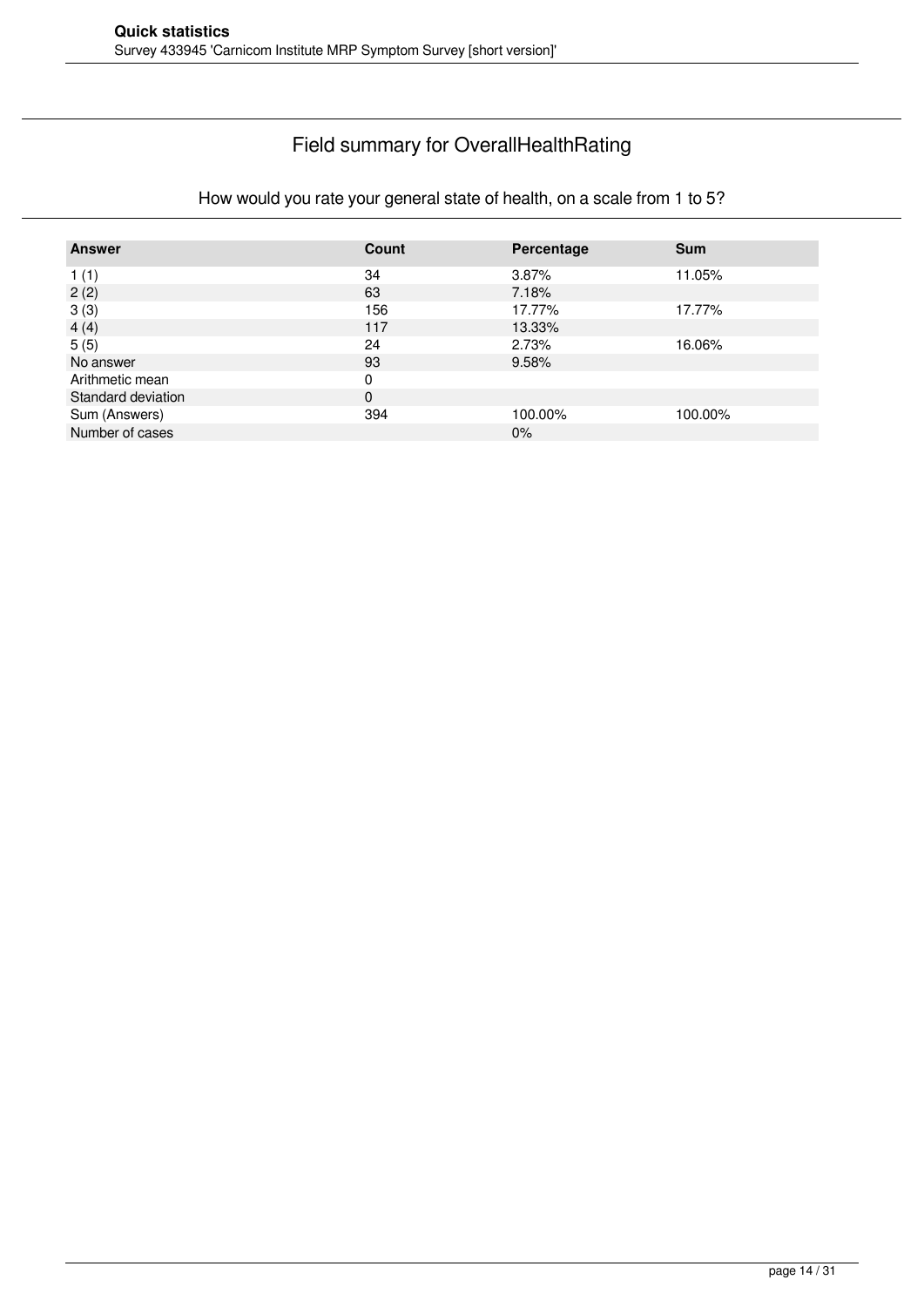## Field summary for OverallHealthRating

How would you rate your general state of health, on a scale from 1 to 5?

| Answer | Count | Percentage | Sum |
|---|---|---|---|
| 1 (1) | 34 | 3.87% | 11.05% |
| 2 (2) | 63 | 7.18% | |
| 3 (3) | 156 | 17.77% | 17.77% |
| 4 (4) | 117 | 13.33% | |
| 5 (5) | 24 | 2.73% | 16.06% |
| No answer | 93 | 9.58% | |
| Arithmetic mean | 0 | | |
| Standard deviation | 0 | | |
| Sum (Answers) | 394 | 100.00% | 100.00% |
| Number of cases | | 0% | |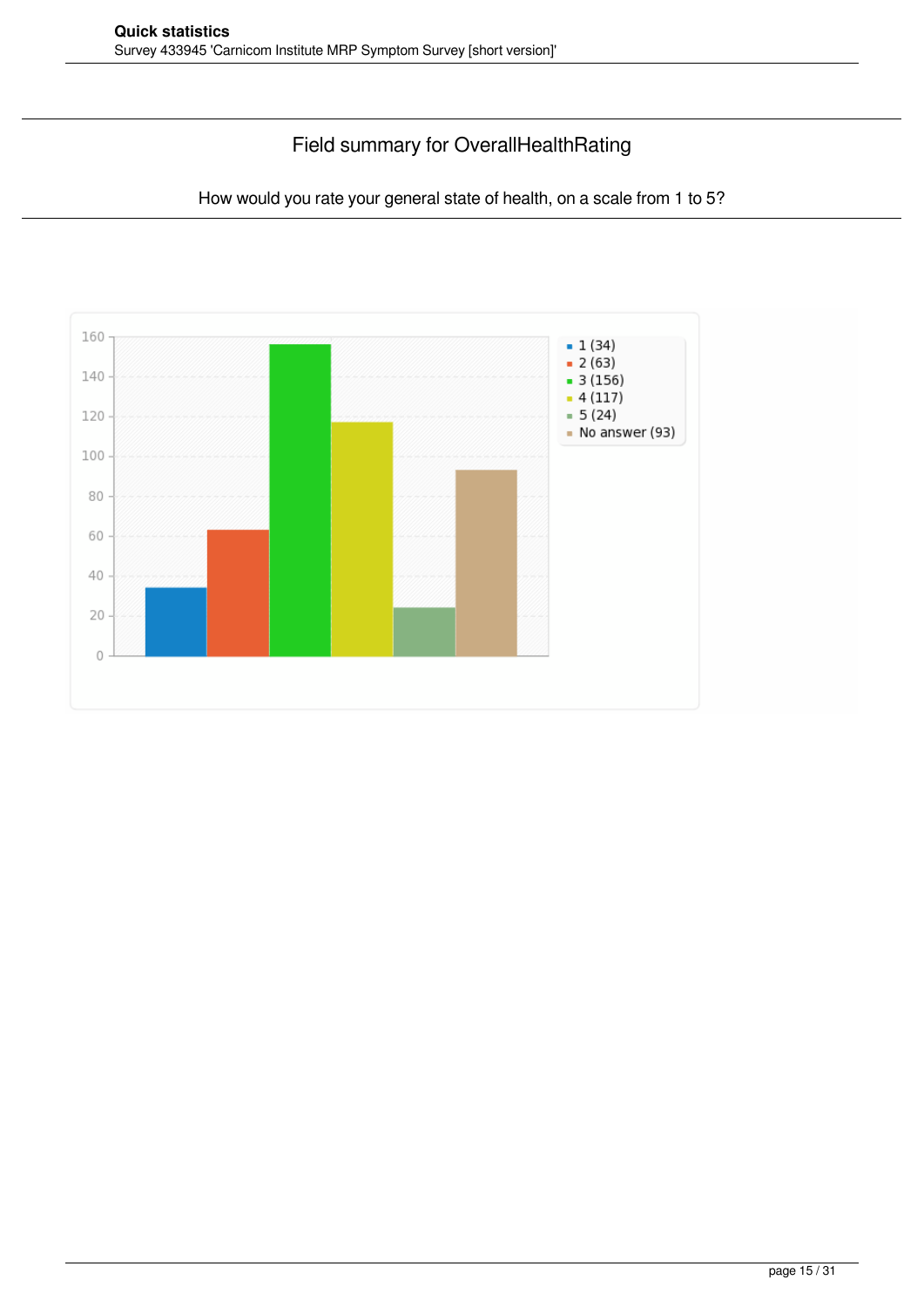## Field summary for OverallHealthRating

How would you rate your general state of health, on a scale from 1 to 5?

- 1 (34)
- 2 (63)
- 3 (156)
- 4 (117)
- 5 (24)
- No answer (93)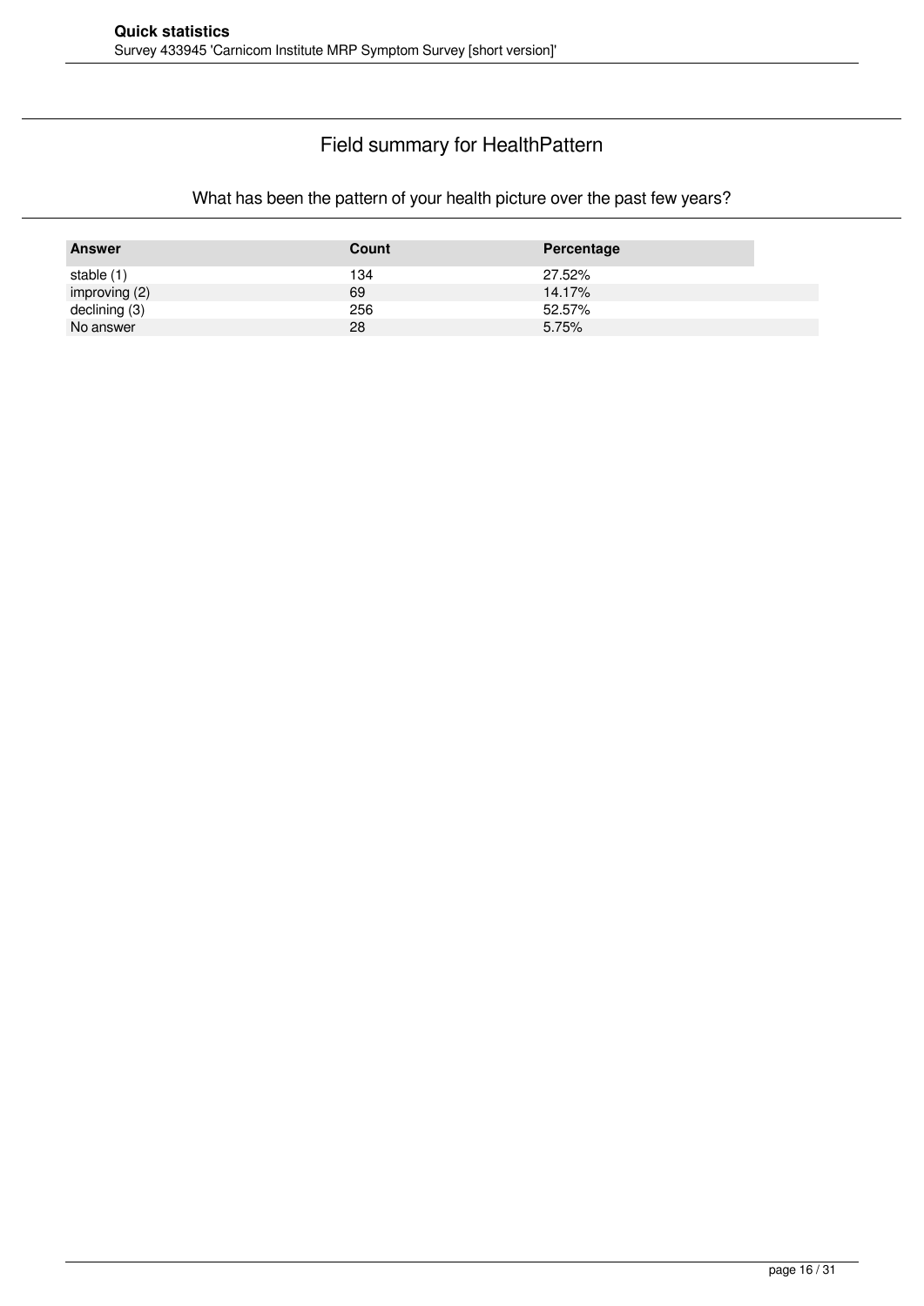## Field summary for HealthPattern

What has been the pattern of your health picture over the past few years?

| Answer | Count | Percentage |
|---|---|---|
| stable (1) | 134 | 27.52% |
| improving (2) | 69 | 14.17% |
| declining (3) | 256 | 52.57% |
| No answer | 28 | 5.75% |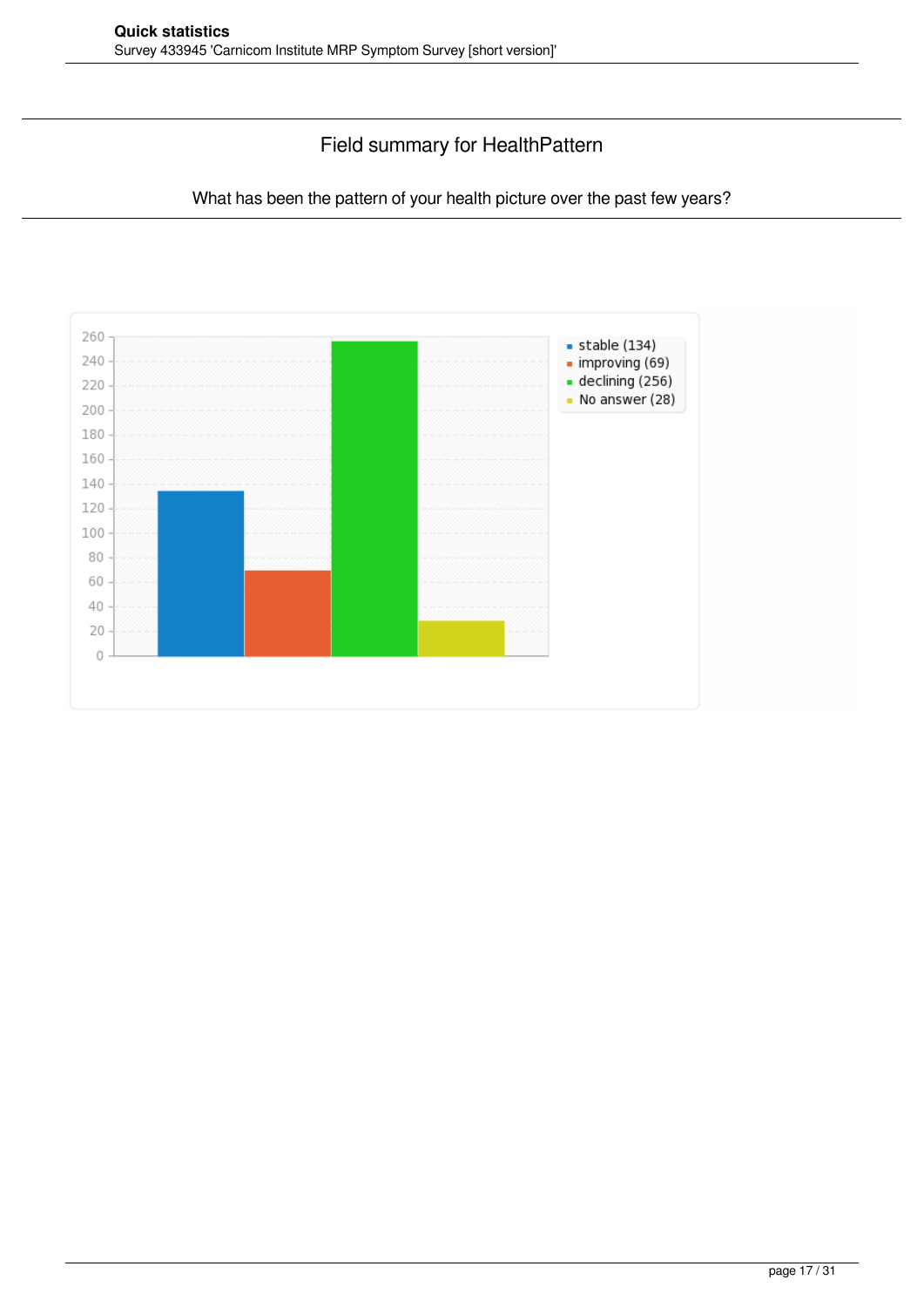## Field summary for HealthPattern

What has been the pattern of your health picture over the past few years?

- stable (134)
- improving (69)
- declining (256)
- No answer (28)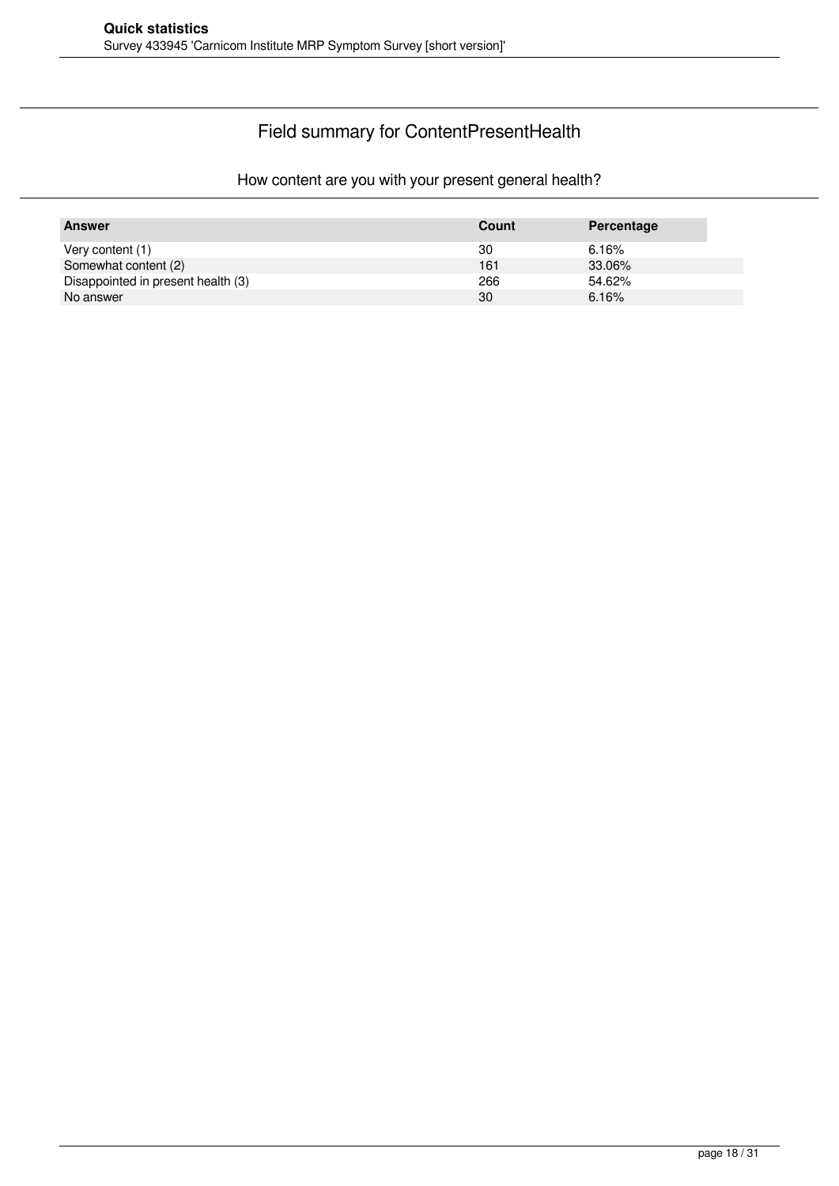## Field summary for ContentPresentHealth

How content are you with your present general health?

| Answer | Count | Percentage |
|---|---|---|
| Very content (1) | 30 | 6.16% |
| Somewhat content (2) | 161 | 33.06% |
| Disappointed in present health (3) | 266 | 54.62% |
| No answer | 30 | 6.16% |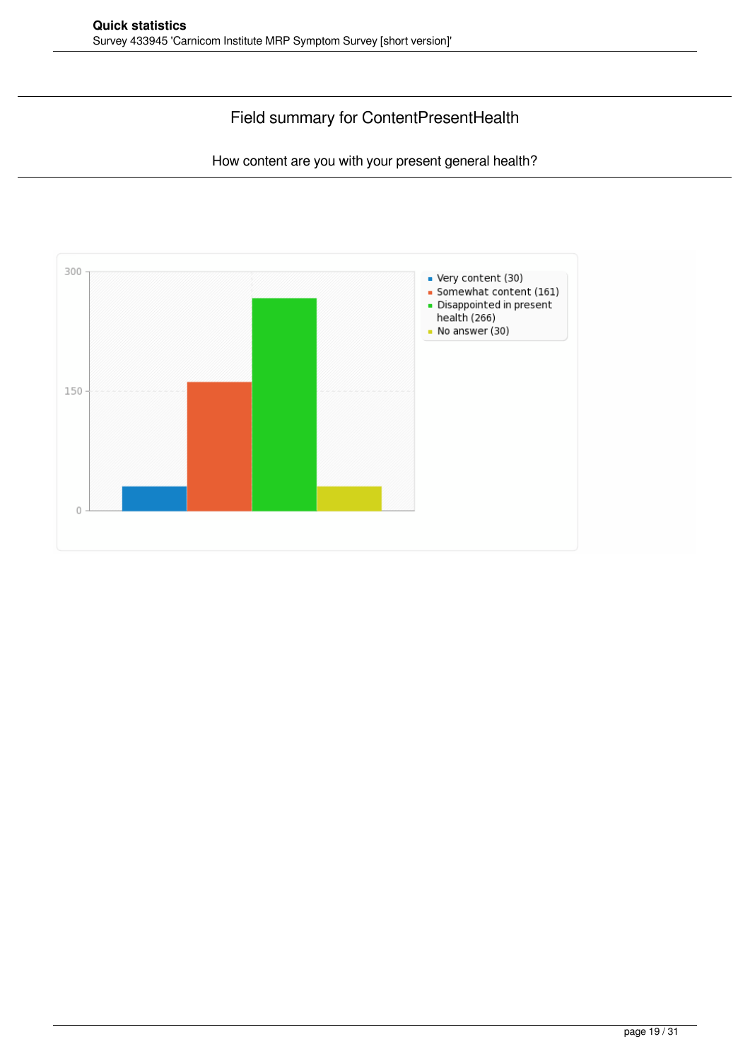## Field summary for ContentPresentHealth

How content are you with your present general health?

- Very content (30)
- Somewhat content (161)
- Disappointed in present health (266)
- No answer (30)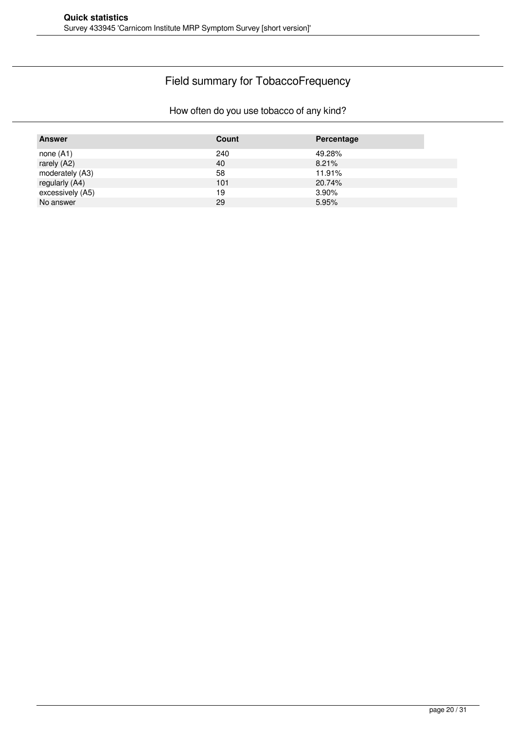# Field summary for TobaccoFrequency

## How often do you use tobacco of any kind?

| Answer | Count | Percentage |
|---|---|---|
| none (A1) | 240 | 49.28% |
| rarely (A2) | 40 | 8.21% |
| moderately (A3) | 58 | 11.91% |
| regularly (A4) | 101 | 20.74% |
| excessively (A5) | 19 | 3.90% |
| No answer | 29 | 5.95% |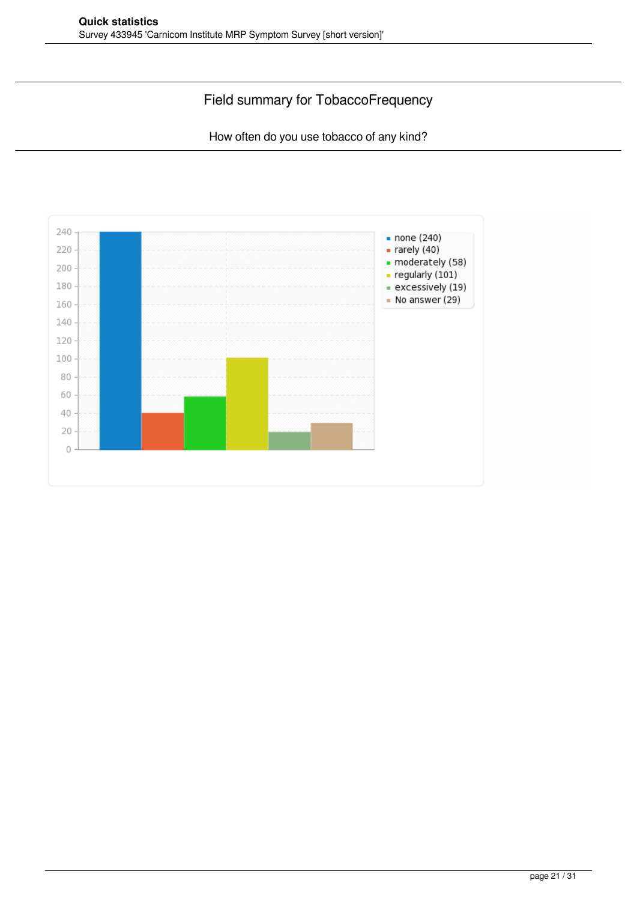## Field summary for TobaccoFrequency

How often do you use tobacco of any kind?

| Answer | Count |
|---|---|
| none | 240 |
| rarely | 40 |
| moderately | 58 |
| regularly | 101 |
| excessively | 19 |
| No answer | 29 |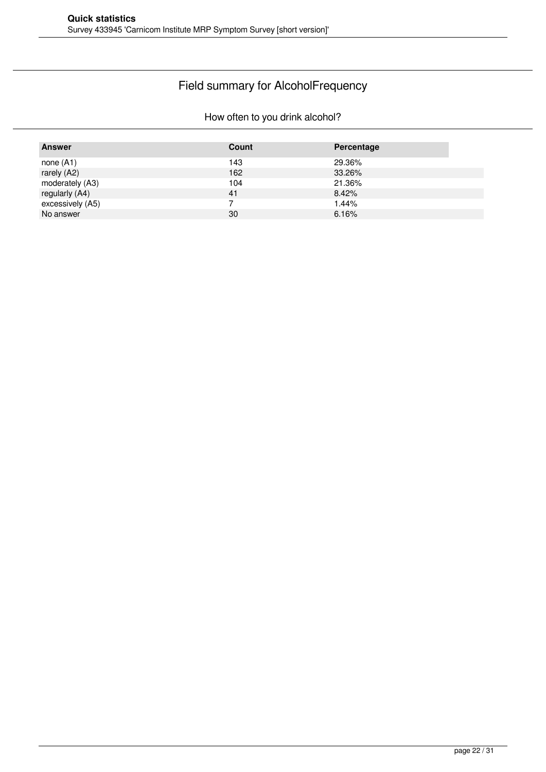## Field summary for AlcoholFrequency

How often to you drink alcohol?

| Answer | Count | Percentage |
|---|---|---|
| none (A1) | 143 | 29.36% |
| rarely (A2) | 162 | 33.26% |
| moderately (A3) | 104 | 21.36% |
| regularly (A4) | 41 | 8.42% |
| excessively (A5) | 7 | 1.44% |
| No answer | 30 | 6.16% |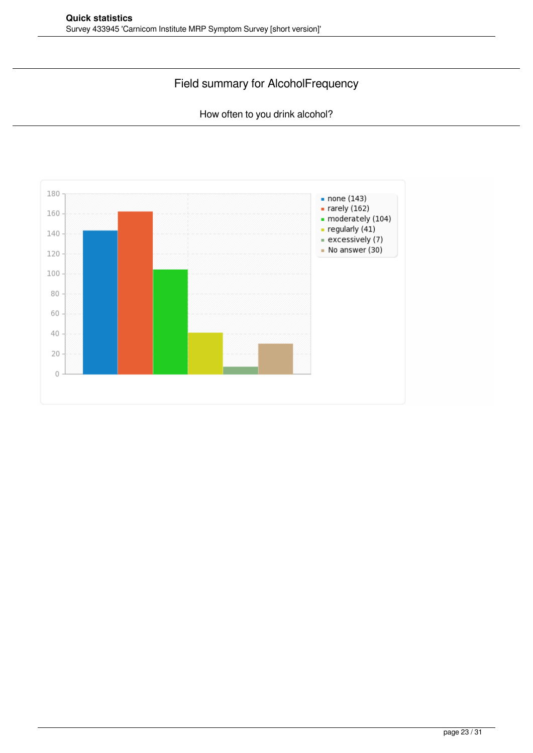## Field summary for AlcoholFrequency

How often to you drink alcohol?

- none (143)
- rarely (162)
- moderately (104)
- regularly (41)
- excessively (7)
- No answer (30)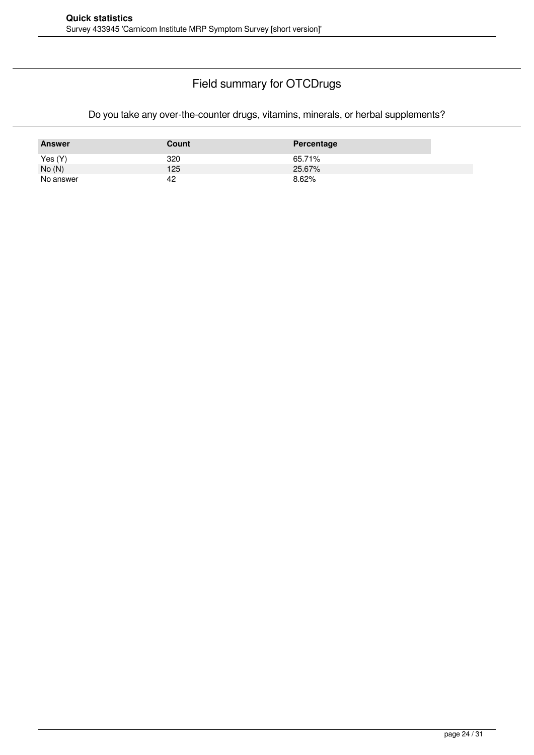## Field summary for OTCDrugs

Do you take any over-the-counter drugs, vitamins, minerals, or herbal supplements?

| Answer | Count | Percentage |
|---|---|---|
| Yes (Y) | 320 | 65.71% |
| No (N) | 125 | 25.67% |
| No answer | 42 | 8.62% |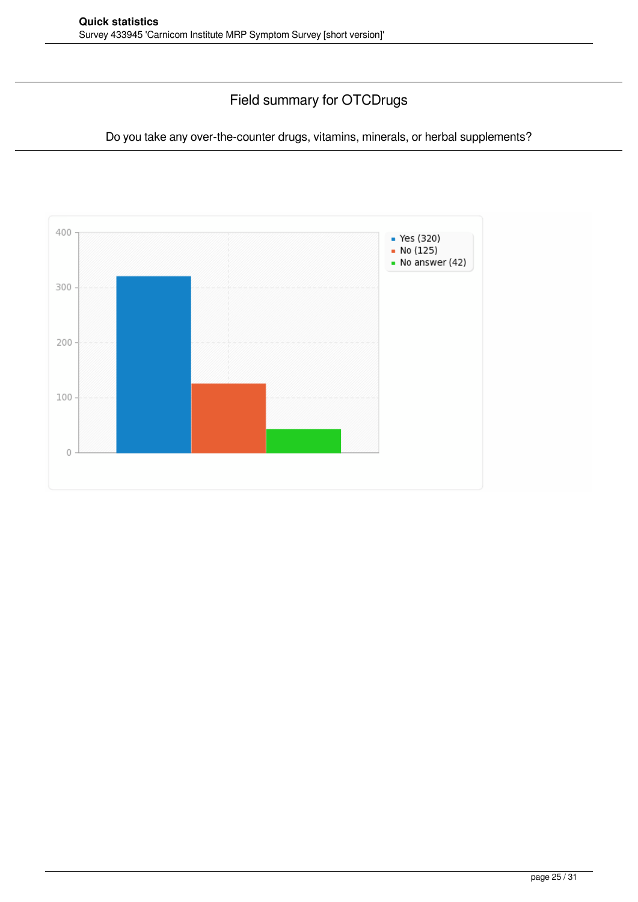## Field summary for OTCDrugs

Do you take any over-the-counter drugs, vitamins, minerals, or herbal supplements?

- Yes (320)
- No (125)
- No answer (42)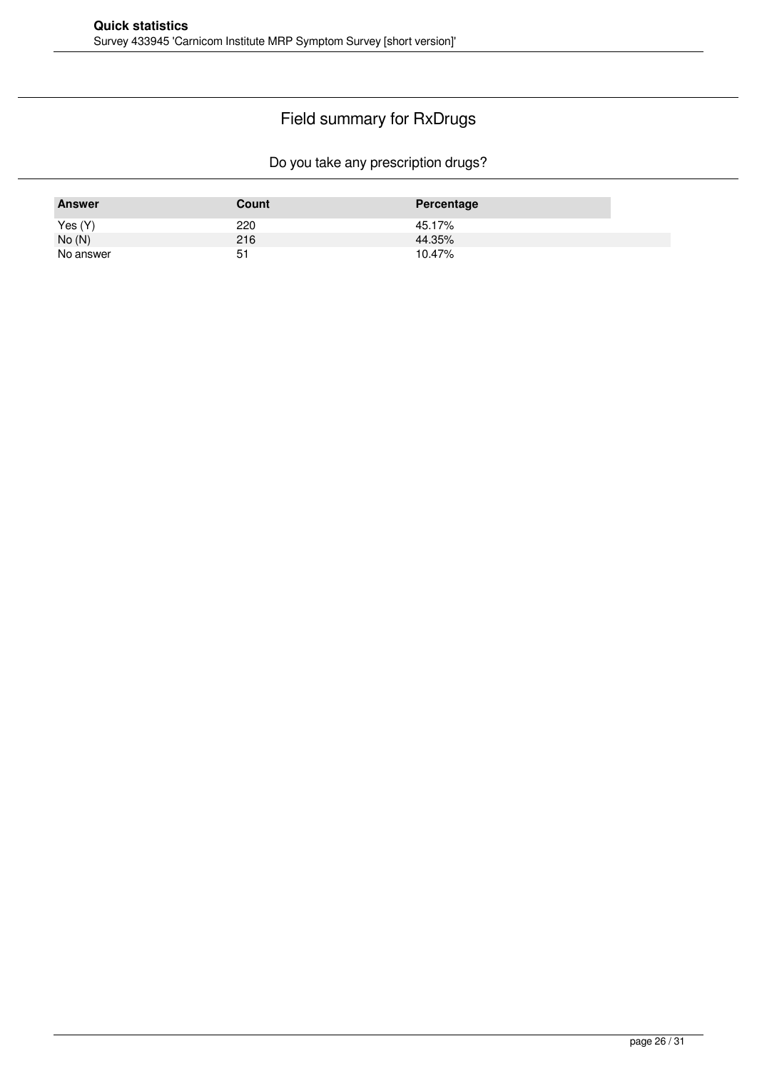## Field summary for RxDrugs

### Do you take any prescription drugs?

| Answer | Count | Percentage |
|---|---|---|
| Yes (Y) | 220 | 45.17% |
| No (N) | 216 | 44.35% |
| No answer | 51 | 10.47% |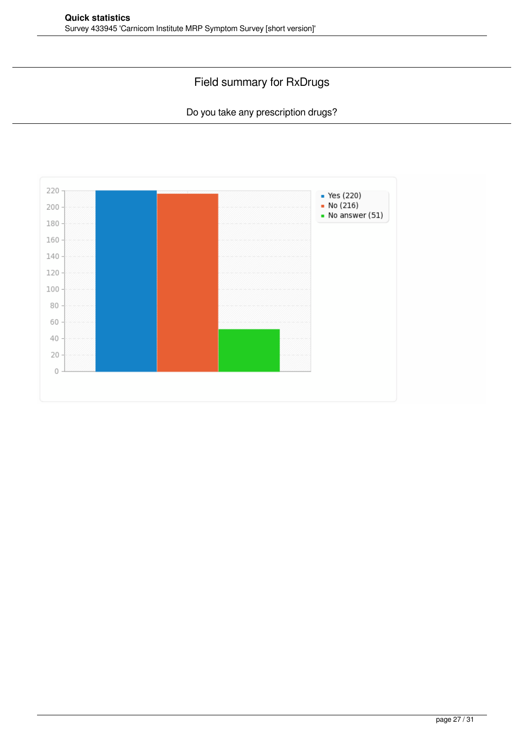## Field summary for RxDrugs

Do you take any prescription drugs?

- Yes (220)
- No (216)
- No answer (51)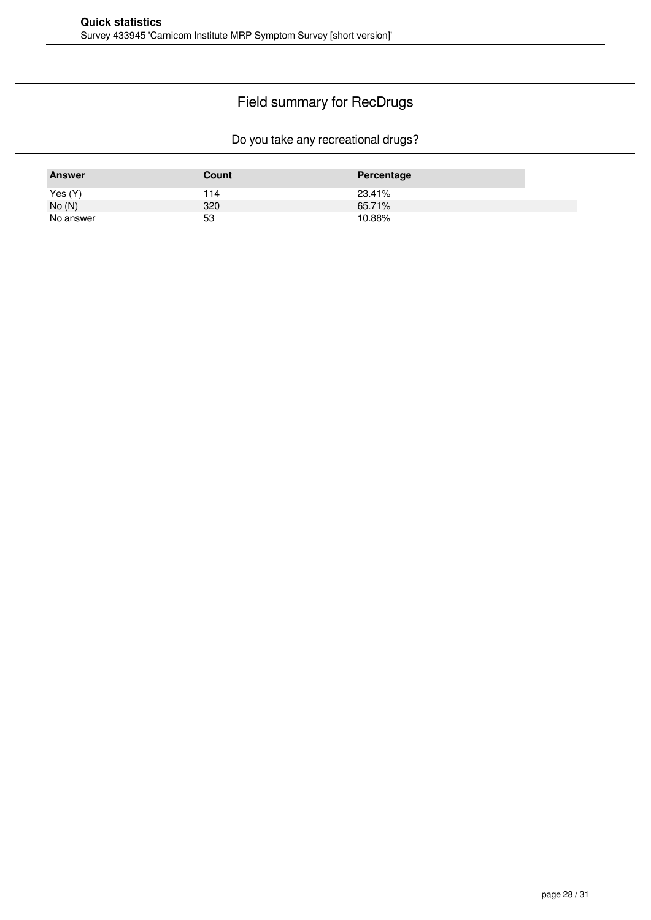## Field summary for RecDrugs

### Do you take any recreational drugs?

| Answer | Count | Percentage |
|---|---|---|
| Yes (Y) | 114 | 23.41% |
| No (N) | 320 | 65.71% |
| No answer | 53 | 10.88% |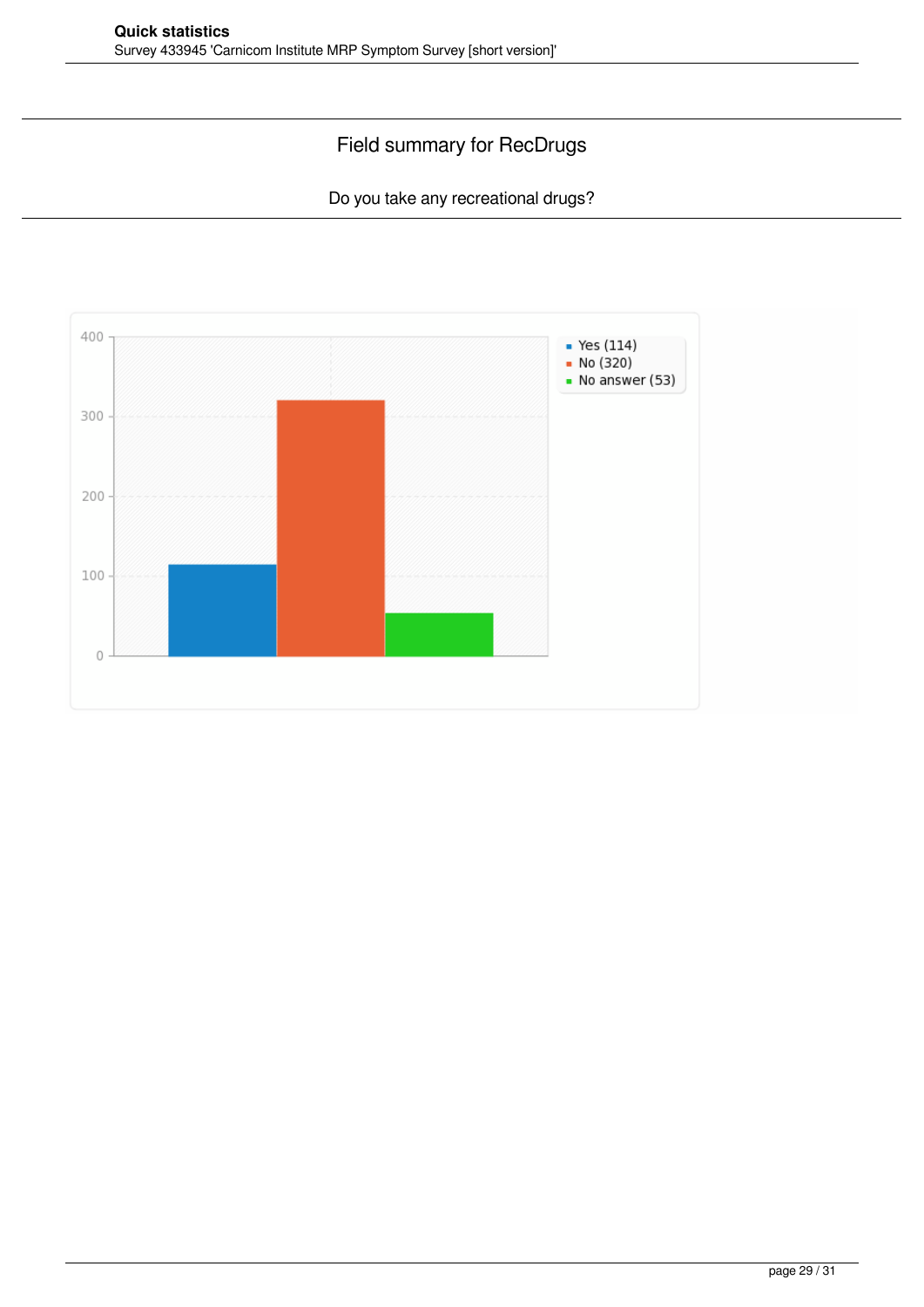## Field summary for RecDrugs

Do you take any recreational drugs?

- Yes (114)
- No (320)
- No answer (53)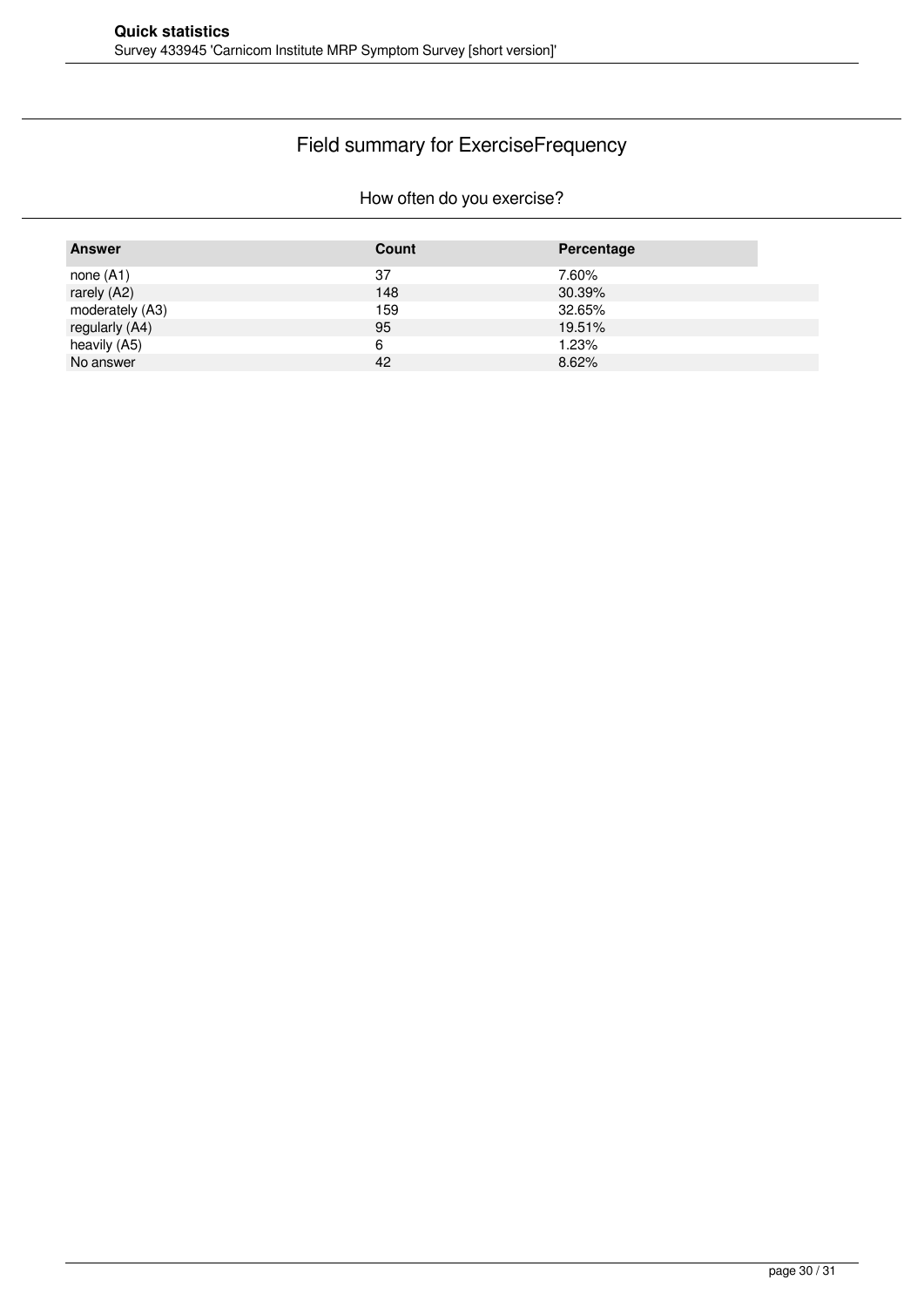# Field summary for ExerciseFrequency

## How often do you exercise?

| Answer | Count | Percentage |
|---|---|---|
| none (A1) | 37 | 7.60% |
| rarely (A2) | 148 | 30.39% |
| moderately (A3) | 159 | 32.65% |
| regularly (A4) | 95 | 19.51% |
| heavily (A5) | 6 | 1.23% |
| No answer | 42 | 8.62% |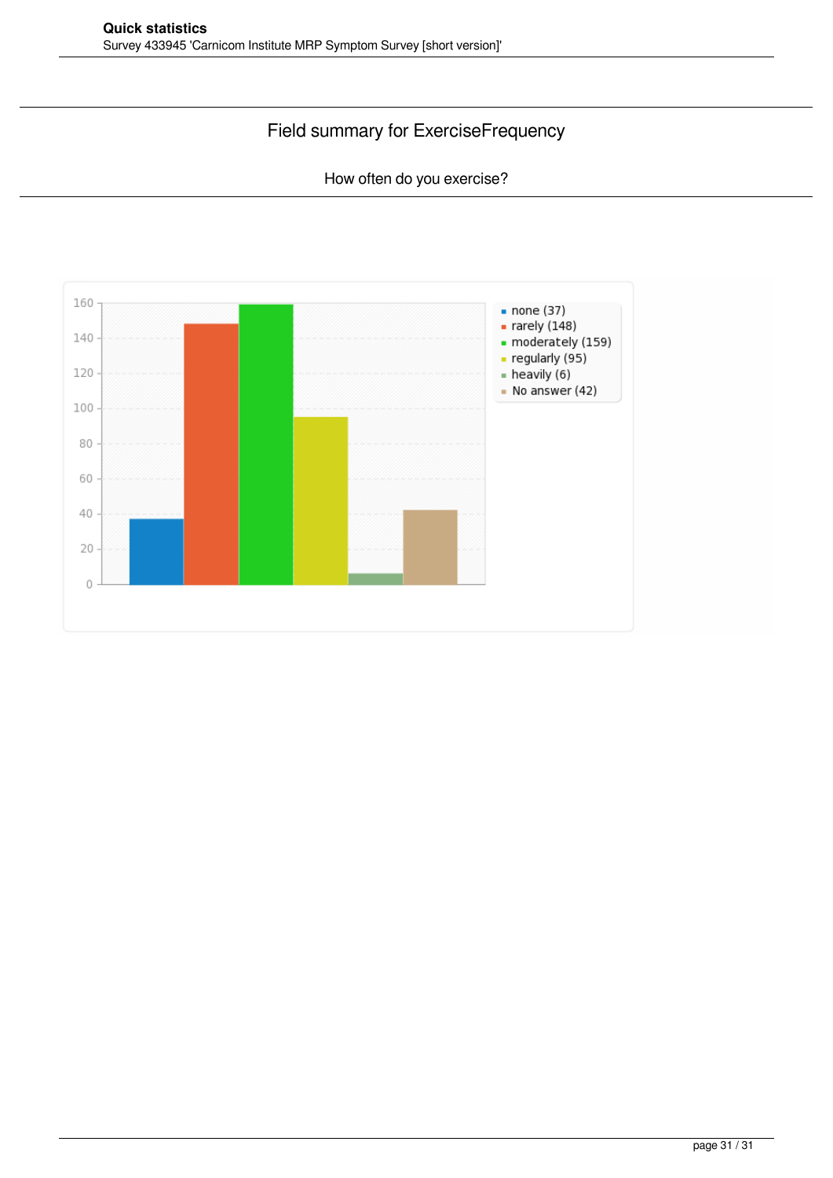## Field summary for ExerciseFrequency

How often do you exercise?

160
140
120
100
80
60
40
20
0

none (37)
rarely (148)
moderately (159)
regularly (95)
heavily (6)
No answer (42)